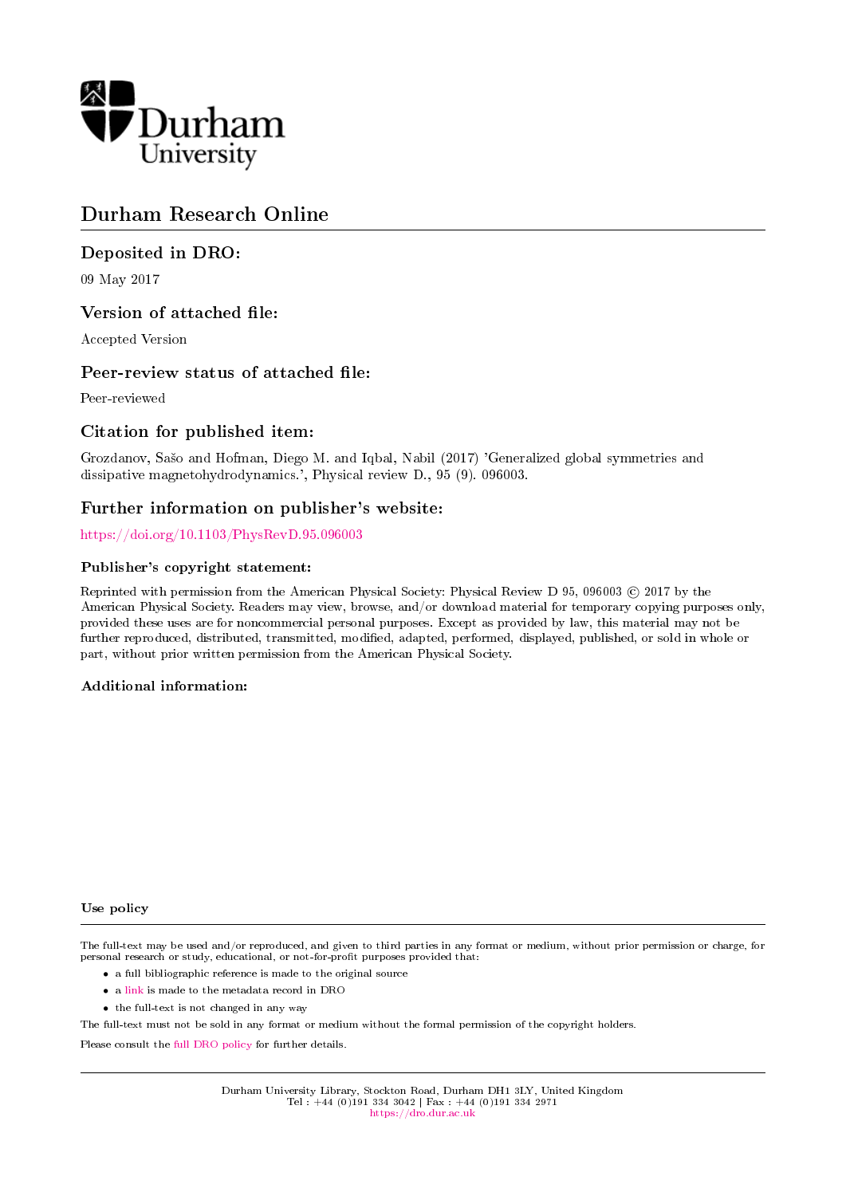Durham University

# Durham Research Online

## Deposited in DRO:

09 May 2017

## Version of attached file:

Accepted Version

## Peer-review status of attached file:

Peer-reviewed

## Citation for published item:

Grozdanov, Sašo and Hofman, Diego M. and Iqbal, Nabil (2017) 'Generalized global symmetries and dissipative magnetohydrodynamics.', Physical review D., 95 (9). 096003.

## Further information on publisher's website:

https://doi.org/10.1103/PhysRevD.95.096003

### Publisher's copyright statement:

Reprinted with permission from the American Physical Society: Physical Review D 95, 096003 © 2017 by the American Physical Society. Readers may view, browse, and/or download material for temporary copying purposes only, provided these uses are for noncommercial personal purposes. Except as provided by law, this material may not be further reproduced, distributed, transmitted, modified, adapted, performed, displayed, published, or sold in whole or part, without prior written permission from the American Physical Society.

### Additional information:

#### Use policy

The full-text may be used and/or reproduced, and given to third parties in any format or medium, without prior permission or charge, for personal research or study, educational, or not-for-profit purposes provided that:

- a full bibliographic reference is made to the original source
- a link is made to the metadata record in DRO
- the full-text is not changed in any way

The full-text must not be sold in any format or medium without the formal permission of the copyright holders.

Please consult the full DRO policy for further details.

Durham University Library, Stockton Road, Durham DH1 3LY, United Kingdom
Tel : +44 (0)191 334 3042 | Fax : +44 (0)191 334 2971
https://dro.dur.ac.uk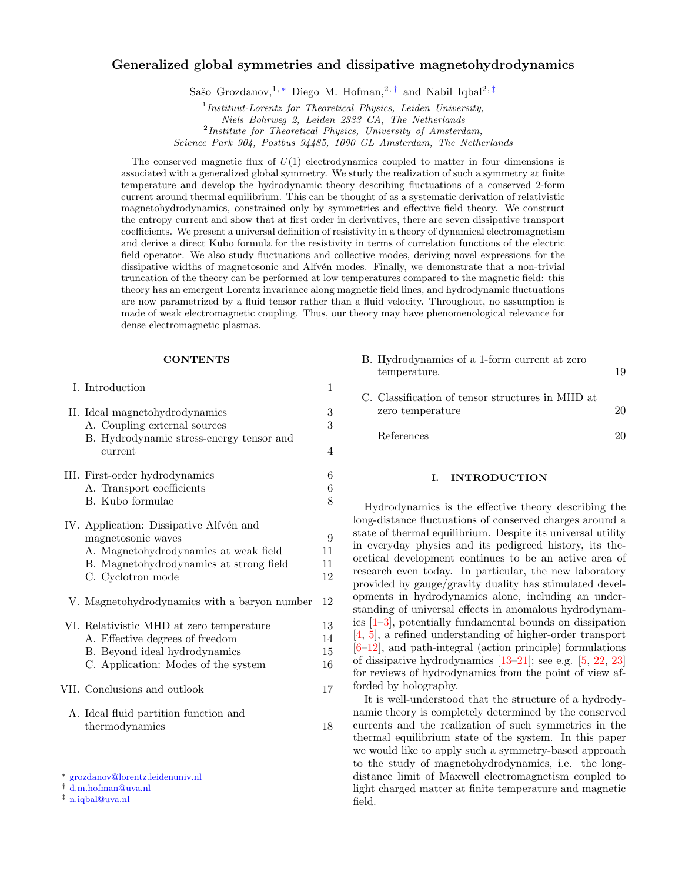# Generalized global symmetries and dissipative magnetohydrodynamics

Sašo Grozdanov,[1,*] Diego M. Hofman,[2,†] and Nabil Iqbal[2,‡]

[1] *Instituut-Lorentz for Theoretical Physics, Leiden University, Niels Bohrweg 2, Leiden 2333 CA, The Netherlands*
[2] *Institute for Theoretical Physics, University of Amsterdam, Science Park 904, Postbus 94485, 1090 GL Amsterdam, The Netherlands*

The conserved magnetic flux of $U(1)$ electrodynamics coupled to matter in four dimensions is associated with a generalized global symmetry. We study the realization of such a symmetry at finite temperature and develop the hydrodynamic theory describing fluctuations of a conserved 2-form current around thermal equilibrium. This can be thought of as a systematic derivation of relativistic magnetohydrodynamics, constrained only by symmetries and effective field theory. We construct the entropy current and show that at first order in derivatives, there are seven dissipative transport coefficients. We present a universal definition of resistivity in a theory of dynamical electromagnetism and derive a direct Kubo formula for the resistivity in terms of correlation functions of the electric field operator. We also study fluctuations and collective modes, deriving novel expressions for the dissipative widths of magnetosonic and Alfvén modes. Finally, we demonstrate that a non-trivial truncation of the theory can be performed at low temperatures compared to the magnetic field: this theory has an emergent Lorentz invariance along magnetic field lines, and hydrodynamic fluctuations are now parametrized by a fluid tensor rather than a fluid velocity. Throughout, no assumption is made of weak electromagnetic coupling. Thus, our theory may have phenomenological relevance for dense electromagnetic plasmas.

**CONTENTS**

| | | |
|---|---|---|
| I. | Introduction | 1 |
| II. | Ideal magnetohydrodynamics | 3 |
| | A. Coupling external sources | 3 |
| | B. Hydrodynamic stress-energy tensor and current | 4 |
| III. | First-order hydrodynamics | 6 |
| | A. Transport coefficients | 6 |
| | B. Kubo formulae | 8 |
| IV. | Application: Dissipative Alfvén and magnetosonic waves | 9 |
| | A. Magnetohydrodynamics at weak field | 11 |
| | B. Magnetohydrodynamics at strong field | 11 |
| | C. Cyclotron mode | 12 |
| V. | Magnetohydrodynamics with a baryon number | 12 |
| VI. | Relativistic MHD at zero temperature | 13 |
| | A. Effective degrees of freedom | 14 |
| | B. Beyond ideal hydrodynamics | 15 |
| | C. Application: Modes of the system | 16 |
| VII. | Conclusions and outlook | 17 |
| | A. Ideal fluid partition function and thermodynamics | 18 |
| | B. Hydrodynamics of a 1-form current at zero temperature. | 19 |
| | C. Classification of tensor structures in MHD at zero temperature | 20 |
| | References | 20 |

## I. INTRODUCTION

Hydrodynamics is the effective theory describing the long-distance fluctuations of conserved charges around a state of thermal equilibrium. Despite its universal utility in everyday physics and its pedigreed history, its theoretical development continues to be an active area of research even today. In particular, the new laboratory provided by gauge/gravity duality has stimulated developments in hydrodynamics alone, including an understanding of universal effects in anomalous hydrodynamics [1–3], potentially fundamental bounds on dissipation [4, 5], a refined understanding of higher-order transport [6–12], and path-integral (action principle) formulations of dissipative hydrodynamics [13–21]; see e.g. [5, 22, 23] for reviews of hydrodynamics from the point of view afforded by holography.

It is well-understood that the structure of a hydrodynamic theory is completely determined by the conserved currents and the realization of such symmetries in the thermal equilibrium state of the system. In this paper we would like to apply such a symmetry-based approach to the study of magnetohydrodynamics, i.e. the long-distance limit of Maxwell electromagnetism coupled to light charged matter at finite temperature and magnetic field.

* grozdanov@lorentz.leidenuniv.nl
† d.m.hofman@uva.nl
‡ n.iqbal@uva.nl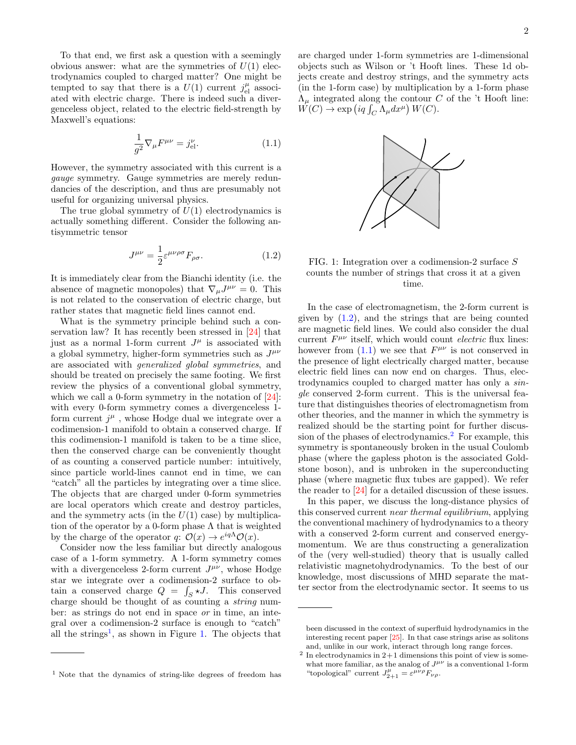To that end, we first ask a question with a seemingly obvious answer: what are the symmetries of $U(1)$ electrodynamics coupled to charged matter? One might be tempted to say that there is a $U(1)$ current $j^{\mu}_{\rm el}$ associated with electric charge. There is indeed such a divergenceless object, related to the electric field-strength by Maxwell's equations:

$$\frac{1}{g^2}\nabla_{\mu}F^{\mu\nu} = j^{\nu}_{\rm el}. \tag{1.1}$$

However, the symmetry associated with this current is a *gauge* symmetry. Gauge symmetries are merely redundancies of the description, and thus are presumably not useful for organizing universal physics.

The true global symmetry of $U(1)$ electrodynamics is actually something different. Consider the following antisymmetric tensor

$$J^{\mu\nu} = \frac{1}{2}\varepsilon^{\mu\nu\rho\sigma}F_{\rho\sigma}. \tag{1.2}$$

It is immediately clear from the Bianchi identity (i.e. the absence of magnetic monopoles) that $\nabla_{\mu}J^{\mu\nu} = 0$. This is not related to the conservation of electric charge, but rather states that magnetic field lines cannot end.

What is the symmetry principle behind such a conservation law? It has recently been stressed in [24] that just as a normal 1-form current $J^{\mu}$ is associated with a global symmetry, higher-form symmetries such as $J^{\mu\nu}$ are associated with *generalized global symmetries*, and should be treated on precisely the same footing. We first review the physics of a conventional global symmetry, which we call a 0-form symmetry in the notation of [24]: with every 0-form symmetry comes a divergenceless 1-form current $j^{\mu}$ , whose Hodge dual we integrate over a codimension-1 manifold to obtain a conserved charge. If this codimension-1 manifold is taken to be a time slice, then the conserved charge can be conveniently thought of as counting a conserved particle number: intuitively, since particle world-lines cannot end in time, we can "catch" all the particles by integrating over a time slice. The objects that are charged under 0-form symmetries are local operators which create and destroy particles, and the symmetry acts (in the $U(1)$ case) by multiplication of the operator by a 0-form phase $\Lambda$ that is weighted by the charge of the operator $q$: $\mathcal{O}(x) \to e^{iq\Lambda}\mathcal{O}(x)$.

Consider now the less familiar but directly analogous case of a 1-form symmetry. A 1-form symmetry comes with a divergenceless 2-form current $J^{\mu\nu}$, whose Hodge star we integrate over a codimension-2 surface to obtain a conserved charge $Q = \int_S \star J$. This conserved charge should be thought of as counting a *string* number: as strings do not end in space *or* in time, an integral over a codimension-2 surface is enough to "catch" all the strings[1], as shown in Figure 1. The objects that are charged under 1-form symmetries are 1-dimensional objects such as Wilson or 't Hooft lines. These 1d objects create and destroy strings, and the symmetry acts (in the 1-form case) by multiplication by a 1-form phase $\Lambda_{\mu}$ integrated along the contour $C$ of the 't Hooft line: $W(C) \to \exp\left(iq\int_C \Lambda_{\mu}dx^{\mu}\right)W(C)$.

FIG. 1: Integration over a codimension-2 surface $S$ counts the number of strings that cross it at a given time.

In the case of electromagnetism, the 2-form current is given by (1.2), and the strings that are being counted are magnetic field lines. We could also consider the dual current $F^{\mu\nu}$ itself, which would count *electric* flux lines: however from (1.1) we see that $F^{\mu\nu}$ is not conserved in the presence of light electrically charged matter, because electric field lines can now end on charges. Thus, electrodynamics coupled to charged matter has only a *single* conserved 2-form current. This is the universal feature that distinguishes theories of electromagnetism from other theories, and the manner in which the symmetry is realized should be the starting point for further discussion of the phases of electrodynamics.[2] For example, this symmetry is spontaneously broken in the usual Coulomb phase (where the gapless photon is the associated Goldstone boson), and is unbroken in the superconducting phase (where magnetic flux tubes are gapped). We refer the reader to [24] for a detailed discussion of these issues.

In this paper, we discuss the long-distance physics of this conserved current *near thermal equilibrium*, applying the conventional machinery of hydrodynamics to a theory with a conserved 2-form current and conserved energy-momentum. We are thus constructing a generalization of the (very well-studied) theory that is usually called relativistic magnetohydrodynamics. To the best of our knowledge, most discussions of MHD separate the matter sector from the electrodynamic sector. It seems to us

---

[1] Note that the dynamics of string-like degrees of freedom has been discussed in the context of superfluid hydrodynamics in the interesting recent paper [25]. In that case strings arise as solitons and, unlike in our work, interact through long range forces.

[2] In electrodynamics in 2+1 dimensions this point of view is somewhat more familiar, as the analog of $J^{\mu\nu}$ is a conventional 1-form "topological" current $J^{\mu}_{2+1} = \varepsilon^{\mu\nu\rho}F_{\nu\rho}$.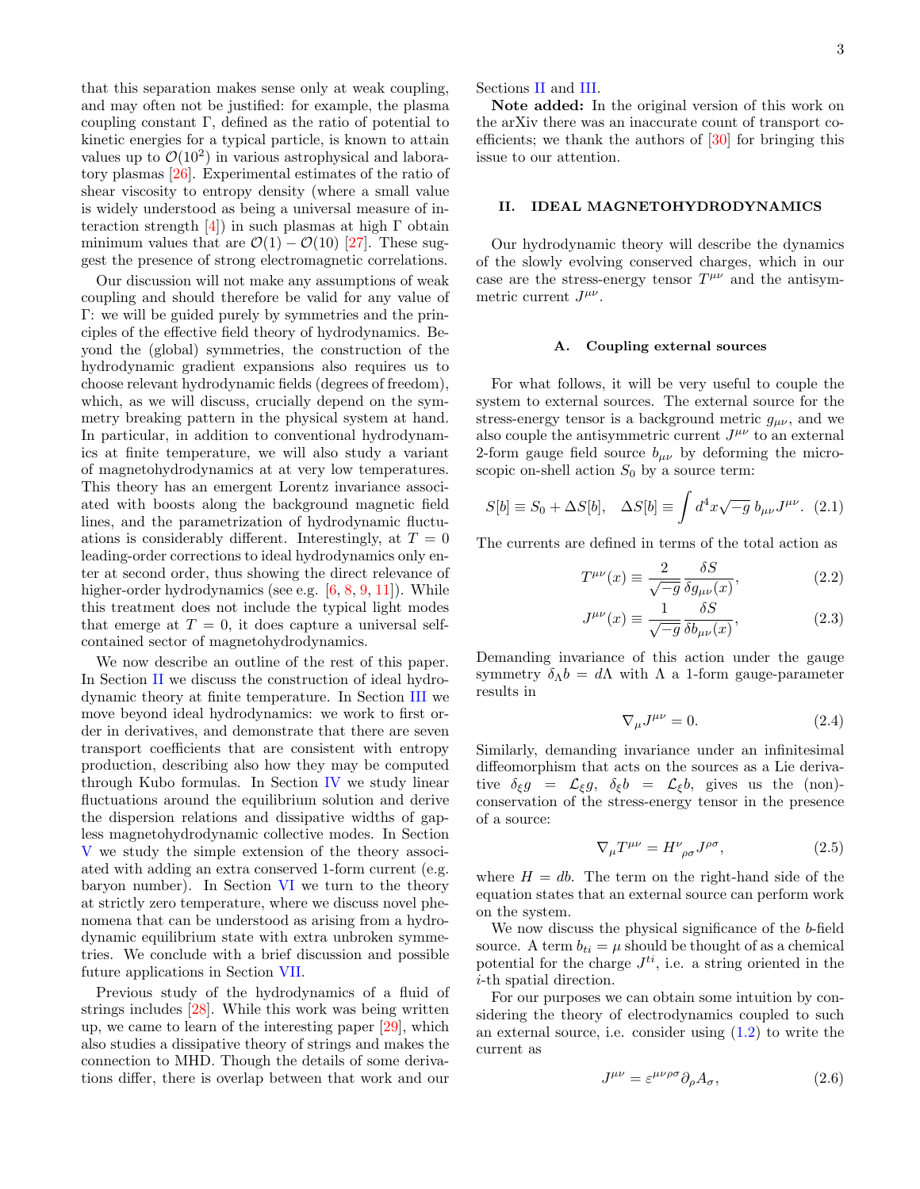that this separation makes sense only at weak coupling, and may often not be justified: for example, the plasma coupling constant $\Gamma$, defined as the ratio of potential to kinetic energies for a typical particle, is known to attain values up to $\mathcal{O}(10^2)$ in various astrophysical and laboratory plasmas [26]. Experimental estimates of the ratio of shear viscosity to entropy density (where a small value is widely understood as being a universal measure of interaction strength [4]) in such plasmas at high $\Gamma$ obtain minimum values that are $\mathcal{O}(1) - \mathcal{O}(10)$ [27]. These suggest the presence of strong electromagnetic correlations.

Our discussion will not make any assumptions of weak coupling and should therefore be valid for any value of $\Gamma$: we will be guided purely by symmetries and the principles of the effective field theory of hydrodynamics. Beyond the (global) symmetries, the construction of the hydrodynamic gradient expansions also requires us to choose relevant hydrodynamic fields (degrees of freedom), which, as we will discuss, crucially depend on the symmetry breaking pattern in the physical system at hand. In particular, in addition to conventional hydrodynamics at finite temperature, we will also study a variant of magnetohydrodynamics at at very low temperatures. This theory has an emergent Lorentz invariance associated with boosts along the background magnetic field lines, and the parametrization of hydrodynamic fluctuations is considerably different. Interestingly, at $T = 0$ leading-order corrections to ideal hydrodynamics only enter at second order, thus showing the direct relevance of higher-order hydrodynamics (see e.g. [6, 8, 9, 11]). While this treatment does not include the typical light modes that emerge at $T = 0$, it does capture a universal self-contained sector of magnetohydrodynamics.

We now describe an outline of the rest of this paper. In Section II we discuss the construction of ideal hydrodynamic theory at finite temperature. In Section III we move beyond ideal hydrodynamics: we work to first order in derivatives, and demonstrate that there are seven transport coefficients that are consistent with entropy production, describing also how they may be computed through Kubo formulas. In Section IV we study linear fluctuations around the equilibrium solution and derive the dispersion relations and dissipative widths of gapless magnetohydrodynamic collective modes. In Section V we study the simple extension of the theory associated with adding an extra conserved 1-form current (e.g. baryon number). In Section VI we turn to the theory at strictly zero temperature, where we discuss novel phenomena that can be understood as arising from a hydrodynamic equilibrium state with extra unbroken symmetries. We conclude with a brief discussion and possible future applications in Section VII.

Previous study of the hydrodynamics of a fluid of strings includes [28]. While this work was being written up, we came to learn of the interesting paper [29], which also studies a dissipative theory of strings and makes the connection to MHD. Though the details of some derivations differ, there is overlap between that work and our Sections II and III.

**Note added:** In the original version of this work on the arXiv there was an inaccurate count of transport coefficients; we thank the authors of [30] for bringing this issue to our attention.

## II. IDEAL MAGNETOHYDRODYNAMICS

Our hydrodynamic theory will describe the dynamics of the slowly evolving conserved charges, which in our case are the stress-energy tensor $T^{\mu\nu}$ and the antisymmetric current $J^{\mu\nu}$.

### A. Coupling external sources

For what follows, it will be very useful to couple the system to external sources. The external source for the stress-energy tensor is a background metric $g_{\mu\nu}$, and we also couple the antisymmetric current $J^{\mu\nu}$ to an external 2-form gauge field source $b_{\mu\nu}$ by deforming the microscopic on-shell action $S_0$ by a source term:

$$S[b] \equiv S_0 + \Delta S[b], \quad \Delta S[b] \equiv \int d^4x \sqrt{-g}\, b_{\mu\nu} J^{\mu\nu}. \quad (2.1)$$

The currents are defined in terms of the total action as

$$T^{\mu\nu}(x) \equiv \frac{2}{\sqrt{-g}} \frac{\delta S}{\delta g_{\mu\nu}(x)}, \quad (2.2)$$

$$J^{\mu\nu}(x) \equiv \frac{1}{\sqrt{-g}} \frac{\delta S}{\delta b_{\mu\nu}(x)}, \quad (2.3)$$

Demanding invariance of this action under the gauge symmetry $\delta_\Lambda b = d\Lambda$ with $\Lambda$ a 1-form gauge-parameter results in

$$\nabla_\mu J^{\mu\nu} = 0. \quad (2.4)$$

Similarly, demanding invariance under an infinitesimal diffeomorphism that acts on the sources as a Lie derivative $\delta_\xi g = \mathcal{L}_\xi g$, $\delta_\xi b = \mathcal{L}_\xi b$, gives us the (non)-conservation of the stress-energy tensor in the presence of a source:

$$\nabla_\mu T^{\mu\nu} = H^\nu{}_{\rho\sigma} J^{\rho\sigma}, \quad (2.5)$$

where $H = db$. The term on the right-hand side of the equation states that an external source can perform work on the system.

We now discuss the physical significance of the $b$-field source. A term $b_{ti} = \mu$ should be thought of as a chemical potential for the charge $J^{ti}$, i.e. a string oriented in the $i$-th spatial direction.

For our purposes we can obtain some intuition by considering the theory of electrodynamics coupled to such an external source, i.e. consider using (1.2) to write the current as

$$J^{\mu\nu} = \varepsilon^{\mu\nu\rho\sigma} \partial_\rho A_\sigma, \quad (2.6)$$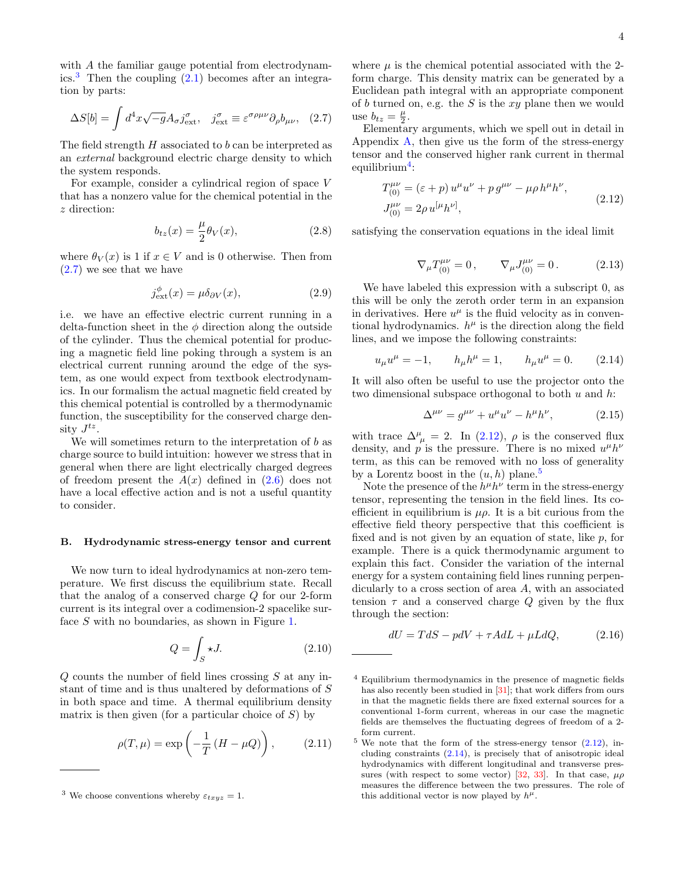with $A$ the familiar gauge potential from electrodynamics.[3] Then the coupling (2.1) becomes after an integration by parts:

$$\Delta S[b] = \int d^4x\sqrt{-g}A_\sigma j^\sigma_{\rm ext}, \quad j^\sigma_{\rm ext} \equiv \varepsilon^{\sigma\rho\mu\nu}\partial_\rho b_{\mu\nu}, \quad (2.7)$$

The field strength $H$ associated to $b$ can be interpreted as an *external* background electric charge density to which the system responds.

For example, consider a cylindrical region of space $V$ that has a nonzero value for the chemical potential in the $z$ direction:

$$b_{tz}(x) = \frac{\mu}{2}\theta_V(x), \quad (2.8)$$

where $\theta_V(x)$ is 1 if $x \in V$ and is 0 otherwise. Then from (2.7) we see that we have

$$j^\phi_{\rm ext}(x) = \mu\delta_{\partial V}(x), \quad (2.9)$$

i.e. we have an effective electric current running in a delta-function sheet in the $\phi$ direction along the outside of the cylinder. Thus the chemical potential for producing a magnetic field line poking through a system is an electrical current running around the edge of the system, as one would expect from textbook electrodynamics. In our formalism the actual magnetic field created by this chemical potential is controlled by a thermodynamic function, the susceptibility for the conserved charge density $J^{tz}$.

We will sometimes return to the interpretation of $b$ as charge source to build intuition: however we stress that in general when there are light electrically charged degrees of freedom present the $A(x)$ defined in (2.6) does not have a local effective action and is not a useful quantity to consider.

### B. Hydrodynamic stress-energy tensor and current

We now turn to ideal hydrodynamics at non-zero temperature. We first discuss the equilibrium state. Recall that the analog of a conserved charge $Q$ for our 2-form current is its integral over a codimension-2 spacelike surface $S$ with no boundaries, as shown in Figure 1.

$$Q = \int_S \star J. \quad (2.10)$$

$Q$ counts the number of field lines crossing $S$ at any instant of time and is thus unaltered by deformations of $S$ in both space and time. A thermal equilibrium density matrix is then given (for a particular choice of $S$) by

$$\rho(T, \mu) = \exp\left(-\frac{1}{T}\left(H - \mu Q\right)\right), \quad (2.11)$$

where $\mu$ is the chemical potential associated with the 2-form charge. This density matrix can be generated by a Euclidean path integral with an appropriate component of $b$ turned on, e.g. the $S$ is the $xy$ plane then we would use $b_{tz} = \frac{\mu}{2}$.

Elementary arguments, which we spell out in detail in Appendix A, then give us the form of the stress-energy tensor and the conserved higher rank current in thermal equilibrium[4]:

$$\begin{aligned} T^{\mu\nu}_{(0)} &= (\varepsilon + p)\, u^\mu u^\nu + p\, g^{\mu\nu} - \mu\rho\, h^\mu h^\nu, \\ J^{\mu\nu}_{(0)} &= 2\rho\, u^{[\mu}h^{\nu]}, \end{aligned} \quad (2.12)$$

satisfying the conservation equations in the ideal limit

$$\nabla_\mu T^{\mu\nu}_{(0)} = 0\,, \qquad \nabla_\mu J^{\mu\nu}_{(0)} = 0\,. \quad (2.13)$$

We have labeled this expression with a subscript 0, as this will be only the zeroth order term in an expansion in derivatives. Here $u^\mu$ is the fluid velocity as in conventional hydrodynamics. $h^\mu$ is the direction along the field lines, and we impose the following constraints:

$$u_\mu u^\mu = -1, \qquad h_\mu h^\mu = 1, \qquad h_\mu u^\mu = 0. \quad (2.14)$$

It will also often be useful to use the projector onto the two dimensional subspace orthogonal to both $u$ and $h$:

$$\Delta^{\mu\nu} = g^{\mu\nu} + u^\mu u^\nu - h^\mu h^\nu, \quad (2.15)$$

with trace $\Delta^\mu{}_\mu = 2$. In (2.12), $\rho$ is the conserved flux density, and $p$ is the pressure. There is no mixed $u^\mu h^\nu$ term, as this can be removed with no loss of generality by a Lorentz boost in the $(u, h)$ plane.[5]

Note the presence of the $h^\mu h^\nu$ term in the stress-energy tensor, representing the tension in the field lines. Its coefficient in equilibrium is $\mu\rho$. It is a bit curious from the effective field theory perspective that this coefficient is fixed and is not given by an equation of state, like $p$, for example. There is a quick thermodynamic argument to explain this fact. Consider the variation of the internal energy for a system containing field lines running perpendicularly to a cross section of area $A$, with an associated tension $\tau$ and a conserved charge $Q$ given by the flux through the section:

$$dU = TdS - pdV + \tau AdL + \mu LdQ, \quad (2.16)$$

---

[3] We choose conventions whereby $\varepsilon_{txyz} = 1$.

[4] Equilibrium thermodynamics in the presence of magnetic fields has also recently been studied in [31]; that work differs from ours in that the magnetic fields there are fixed external sources for a conventional 1-form current, whereas in our case the magnetic fields are themselves the fluctuating degrees of freedom of a 2-form current.

[5] We note that the form of the stress-energy tensor (2.12), including constraints (2.14), is precisely that of anisotropic ideal hydrodynamics with different longitudinal and transverse pressures (with respect to some vector) [32, 33]. In that case, $\mu\rho$ measures the difference between the two pressures. The role of this additional vector is now played by $h^\mu$.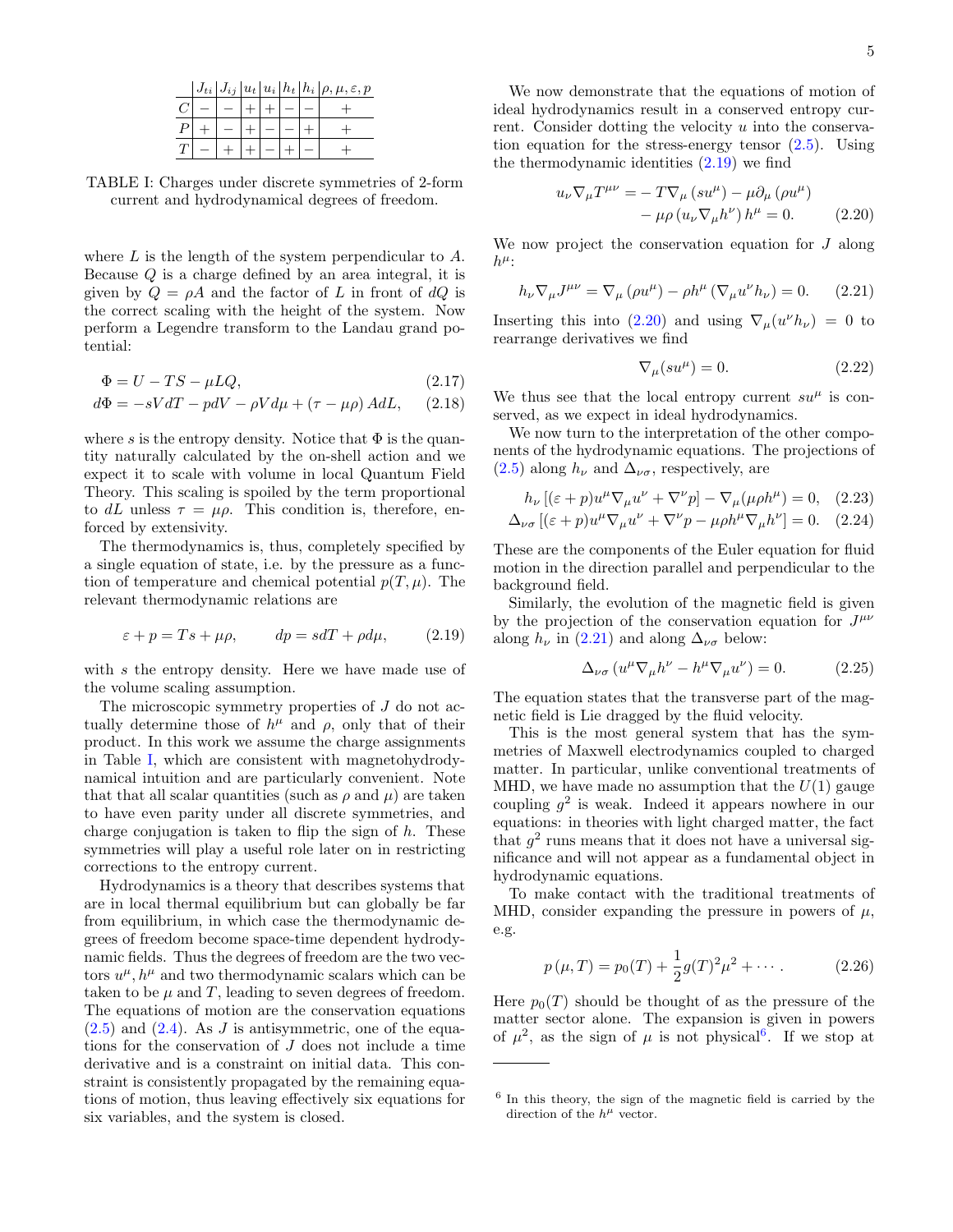|  | $J_{ti}$ | $J_{ij}$ | $u_t$ | $u_i$ | $h_t$ | $h_i$ | $\rho, \mu, \varepsilon, p$ |
|---|---|---|---|---|---|---|---|
| $C$ | $-$ | $-$ | $+$ | $+$ | $-$ | $-$ | $+$ |
| $P$ | $+$ | $-$ | $+$ | $-$ | $-$ | $+$ | $+$ |
| $T$ | $-$ | $+$ | $+$ | $-$ | $+$ | $-$ | $+$ |

TABLE I: Charges under discrete symmetries of 2-form current and hydrodynamical degrees of freedom.

where $L$ is the length of the system perpendicular to $A$. Because $Q$ is a charge defined by an area integral, it is given by $Q = \rho A$ and the factor of $L$ in front of $dQ$ is the correct scaling with the height of the system. Now perform a Legendre transform to the Landau grand potential:

$$\Phi = U - TS - \mu L Q, \tag{2.17}$$

$$d\Phi = -sVdT - pdV - \rho V d\mu + (\tau - \mu\rho)\, AdL, \tag{2.18}$$

where $s$ is the entropy density. Notice that $\Phi$ is the quantity naturally calculated by the on-shell action and we expect it to scale with volume in local Quantum Field Theory. This scaling is spoiled by the term proportional to $dL$ unless $\tau = \mu\rho$. This condition is, therefore, enforced by extensivity.

The thermodynamics is, thus, completely specified by a single equation of state, i.e. by the pressure as a function of temperature and chemical potential $p(T, \mu)$. The relevant thermodynamic relations are

$$\varepsilon + p = Ts + \mu\rho, \qquad dp = sdT + \rho d\mu, \tag{2.19}$$

with $s$ the entropy density. Here we have made use of the volume scaling assumption.

The microscopic symmetry properties of $J$ do not actually determine those of $h^\mu$ and $\rho$, only that of their product. In this work we assume the charge assignments in Table I, which are consistent with magnetohydrodynamical intuition and are particularly convenient. Note that that all scalar quantities (such as $\rho$ and $\mu$) are taken to have even parity under all discrete symmetries, and charge conjugation is taken to flip the sign of $h$. These symmetries will play a useful role later on in restricting corrections to the entropy current.

Hydrodynamics is a theory that describes systems that are in local thermal equilibrium but can globally be far from equilibrium, in which case the thermodynamic degrees of freedom become space-time dependent hydrodynamic fields. Thus the degrees of freedom are the two vectors $u^\mu, h^\mu$ and two thermodynamic scalars which can be taken to be $\mu$ and $T$, leading to seven degrees of freedom. The equations of motion are the conservation equations (2.5) and (2.4). As $J$ is antisymmetric, one of the equations for the conservation of $J$ does not include a time derivative and is a constraint on initial data. This constraint is consistently propagated by the remaining equations of motion, thus leaving effectively six equations for six variables, and the system is closed.

We now demonstrate that the equations of motion of ideal hydrodynamics result in a conserved entropy current. Consider dotting the velocity $u$ into the conservation equation for the stress-energy tensor (2.5). Using the thermodynamic identities (2.19) we find

$$\begin{aligned} u_\nu \nabla_\mu T^{\mu\nu} = &- T\nabla_\mu \left(s u^\mu\right) - \mu \partial_\mu \left(\rho u^\mu\right) \\ &- \mu\rho \left(u_\nu \nabla_\mu h^\nu\right) h^\mu = 0. \end{aligned} \tag{2.20}$$

We now project the conservation equation for $J$ along $h^\mu$:

$$h_\nu \nabla_\mu J^{\mu\nu} = \nabla_\mu \left(\rho u^\mu\right) - \rho h^\mu \left(\nabla_\mu u^\nu h_\nu\right) = 0. \tag{2.21}$$

Inserting this into (2.20) and using $\nabla_\mu (u^\nu h_\nu) = 0$ to rearrange derivatives we find

$$\nabla_\mu (s u^\mu) = 0. \tag{2.22}$$

We thus see that the local entropy current $su^\mu$ is conserved, as we expect in ideal hydrodynamics.

We now turn to the interpretation of the other components of the hydrodynamic equations. The projections of (2.5) along $h_\nu$ and $\Delta_{\nu\sigma}$, respectively, are

$$h_\nu \left[(\varepsilon + p) u^\mu \nabla_\mu u^\nu + \nabla^\nu p\right] - \nabla_\mu (\mu\rho h^\mu) = 0, \tag{2.23}$$

$$\Delta_{\nu\sigma} \left[(\varepsilon + p) u^\mu \nabla_\mu u^\nu + \nabla^\nu p - \mu\rho h^\mu \nabla_\mu h^\nu\right] = 0. \tag{2.24}$$

These are the components of the Euler equation for fluid motion in the direction parallel and perpendicular to the background field.

Similarly, the evolution of the magnetic field is given by the projection of the conservation equation for $J^{\mu\nu}$ along $h_\nu$ in (2.21) and along $\Delta_{\nu\sigma}$ below:

$$\Delta_{\nu\sigma} \left(u^\mu \nabla_\mu h^\nu - h^\mu \nabla_\mu u^\nu\right) = 0. \tag{2.25}$$

The equation states that the transverse part of the magnetic field is Lie dragged by the fluid velocity.

This is the most general system that has the symmetries of Maxwell electrodynamics coupled to charged matter. In particular, unlike conventional treatments of MHD, we have made no assumption that the $U(1)$ gauge coupling $g^2$ is weak. Indeed it appears nowhere in our equations: in theories with light charged matter, the fact that $g^2$ runs means that it does not have a universal significance and will not appear as a fundamental object in hydrodynamic equations.

To make contact with the traditional treatments of MHD, consider expanding the pressure in powers of $\mu$, e.g.

$$p\left(\mu, T\right) = p_0(T) + \frac{1}{2} g(T)^2 \mu^2 + \cdots. \tag{2.26}$$

Here $p_0(T)$ should be thought of as the pressure of the matter sector alone. The expansion is given in powers of $\mu^2$, as the sign of $\mu$ is not physical[6]. If we stop at

[6] In this theory, the sign of the magnetic field is carried by the direction of the $h^\mu$ vector.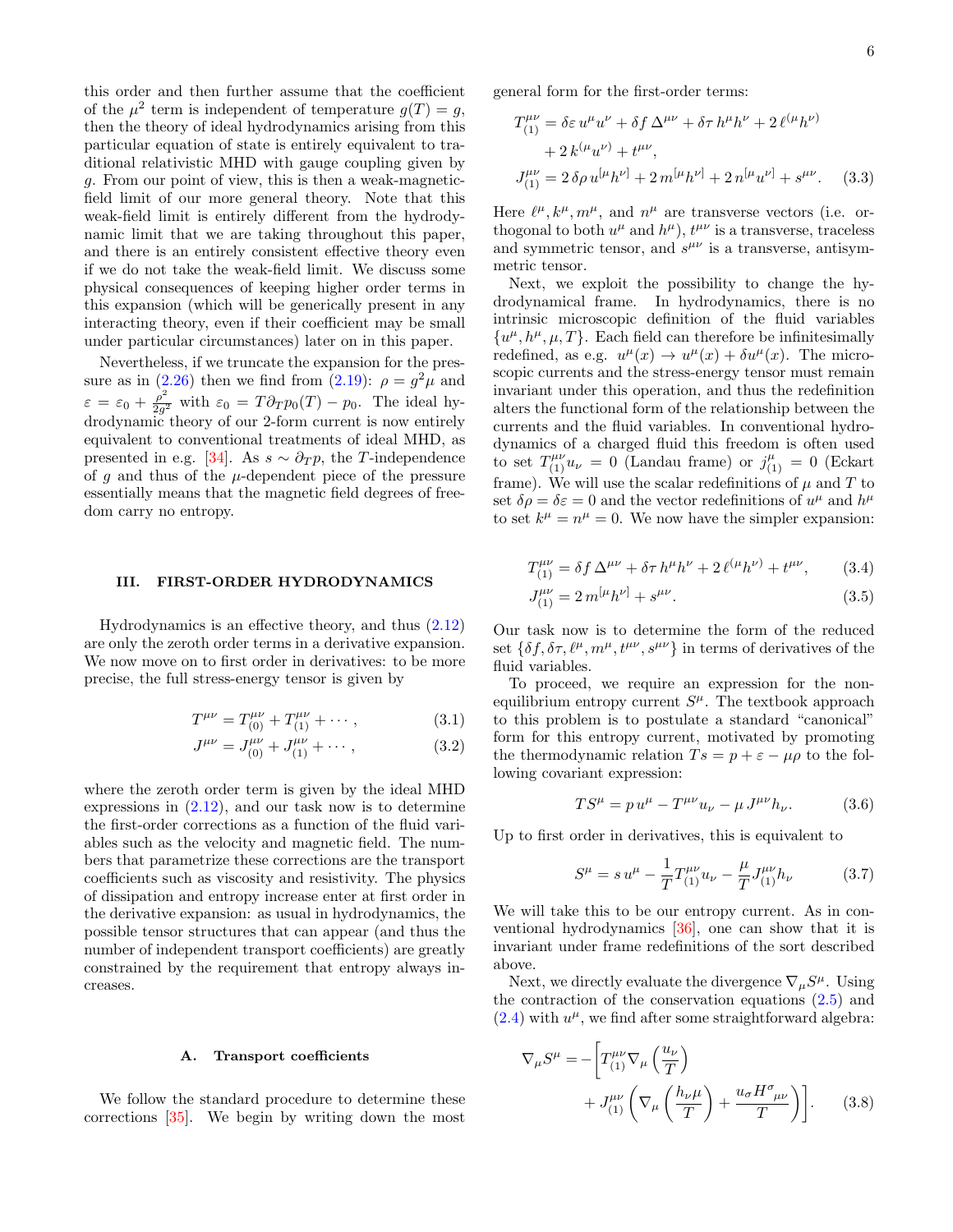this order and then further assume that the coefficient of the $\mu^2$ term is independent of temperature $g(T) = g$, then the theory of ideal hydrodynamics arising from this particular equation of state is entirely equivalent to traditional relativistic MHD with gauge coupling given by $g$. From our point of view, this is then a weak-magnetic-field limit of our more general theory. Note that this weak-field limit is entirely different from the hydrodynamic limit that we are taking throughout this paper, and there is an entirely consistent effective theory even if we do not take the weak-field limit. We discuss some physical consequences of keeping higher order terms in this expansion (which will be generically present in any interacting theory, even if their coefficient may be small under particular circumstances) later on in this paper.

Nevertheless, if we truncate the expansion for the pressure as in (2.26) then we find from (2.19): $\rho = g^2\mu$ and $\varepsilon = \varepsilon_0 + \frac{\rho^2}{2g^2}$ with $\varepsilon_0 = T\partial_T p_0(T) - p_0$. The ideal hydrodynamic theory of our 2-form current is now entirely equivalent to conventional treatments of ideal MHD, as presented in e.g. [34]. As $s \sim \partial_T p$, the $T$-independence of $g$ and thus of the $\mu$-dependent piece of the pressure essentially means that the magnetic field degrees of freedom carry no entropy.

## III. FIRST-ORDER HYDRODYNAMICS

Hydrodynamics is an effective theory, and thus (2.12) are only the zeroth order terms in a derivative expansion. We now move on to first order in derivatives: to be more precise, the full stress-energy tensor is given by

$$T^{\mu\nu} = T^{\mu\nu}_{(0)} + T^{\mu\nu}_{(1)} + \cdots, \tag{3.1}$$

$$J^{\mu\nu} = J^{\mu\nu}_{(0)} + J^{\mu\nu}_{(1)} + \cdots, \tag{3.2}$$

where the zeroth order term is given by the ideal MHD expressions in (2.12), and our task now is to determine the first-order corrections as a function of the fluid variables such as the velocity and magnetic field. The numbers that parametrize these corrections are the transport coefficients such as viscosity and resistivity. The physics of dissipation and entropy increase enter at first order in the derivative expansion: as usual in hydrodynamics, the possible tensor structures that can appear (and thus the number of independent transport coefficients) are greatly constrained by the requirement that entropy always increases.

### A. Transport coefficients

We follow the standard procedure to determine these corrections [35]. We begin by writing down the most general form for the first-order terms:

$$\begin{aligned} T^{\mu\nu}_{(1)} &= \delta\varepsilon\, u^\mu u^\nu + \delta f\, \Delta^{\mu\nu} + \delta\tau\, h^\mu h^\nu + 2\,\ell^{(\mu}h^{\nu)} \\ &\quad + 2\,k^{(\mu}u^{\nu)} + t^{\mu\nu}, \\ J^{\mu\nu}_{(1)} &= 2\,\delta\rho\, u^{[\mu}h^{\nu]} + 2\,m^{[\mu}h^{\nu]} + 2\,n^{[\mu}u^{\nu]} + s^{\mu\nu}. \end{aligned} \tag{3.3}$$

Here $\ell^\mu, k^\mu, m^\mu$, and $n^\mu$ are transverse vectors (i.e. orthogonal to both $u^\mu$ and $h^\mu$), $t^{\mu\nu}$ is a transverse, traceless and symmetric tensor, and $s^{\mu\nu}$ is a transverse, antisymmetric tensor.

Next, we exploit the possibility to change the hydrodynamical frame. In hydrodynamics, there is no intrinsic microscopic definition of the fluid variables $\{u^\mu, h^\mu, \mu, T\}$. Each field can therefore be infinitesimally redefined, as e.g. $u^\mu(x) \to u^\mu(x) + \delta u^\mu(x)$. The microscopic currents and the stress-energy tensor must remain invariant under this operation, and thus the redefinition alters the functional form of the relationship between the currents and the fluid variables. In conventional hydrodynamics of a charged fluid this freedom is often used to set $T^{\mu\nu}_{(1)}u_\nu = 0$ (Landau frame) or $j^\mu_{(1)} = 0$ (Eckart frame). We will use the scalar redefinitions of $\mu$ and $T$ to set $\delta\rho = \delta\varepsilon = 0$ and the vector redefinitions of $u^\mu$ and $h^\mu$ to set $k^\mu = n^\mu = 0$. We now have the simpler expansion:

$$T^{\mu\nu}_{(1)} = \delta f\, \Delta^{\mu\nu} + \delta\tau\, h^\mu h^\nu + 2\,\ell^{(\mu}h^{\nu)} + t^{\mu\nu}, \tag{3.4}$$

$$J^{\mu\nu}_{(1)} = 2\,m^{[\mu}h^{\nu]} + s^{\mu\nu}. \tag{3.5}$$

Our task now is to determine the form of the reduced set $\{\delta f, \delta\tau, \ell^\mu, m^\mu, t^{\mu\nu}, s^{\mu\nu}\}$ in terms of derivatives of the fluid variables.

To proceed, we require an expression for the non-equilibrium entropy current $S^\mu$. The textbook approach to this problem is to postulate a standard "canonical" form for this entropy current, motivated by promoting the thermodynamic relation $Ts = p + \varepsilon - \mu\rho$ to the following covariant expression:

$$TS^\mu = p\, u^\mu - T^{\mu\nu}u_\nu - \mu\, J^{\mu\nu}h_\nu. \tag{3.6}$$

Up to first order in derivatives, this is equivalent to

$$S^\mu = s\, u^\mu - \frac{1}{T}T^{\mu\nu}_{(1)}u_\nu - \frac{\mu}{T}J^{\mu\nu}_{(1)}h_\nu \tag{3.7}$$

We will take this to be our entropy current. As in conventional hydrodynamics [36], one can show that it is invariant under frame redefinitions of the sort described above.

Next, we directly evaluate the divergence $\nabla_\mu S^\mu$. Using the contraction of the conservation equations (2.5) and (2.4) with $u^\mu$, we find after some straightforward algebra:

$$\begin{aligned} \nabla_\mu S^\mu = -\Bigg[ & T^{\mu\nu}_{(1)}\nabla_\mu\left(\frac{u_\nu}{T}\right) \\ & + J^{\mu\nu}_{(1)}\left(\nabla_\mu\left(\frac{h_\nu\mu}{T}\right) + \frac{u_\sigma H^\sigma{}_{\mu\nu}}{T}\right)\Bigg]. \end{aligned} \tag{3.8}$$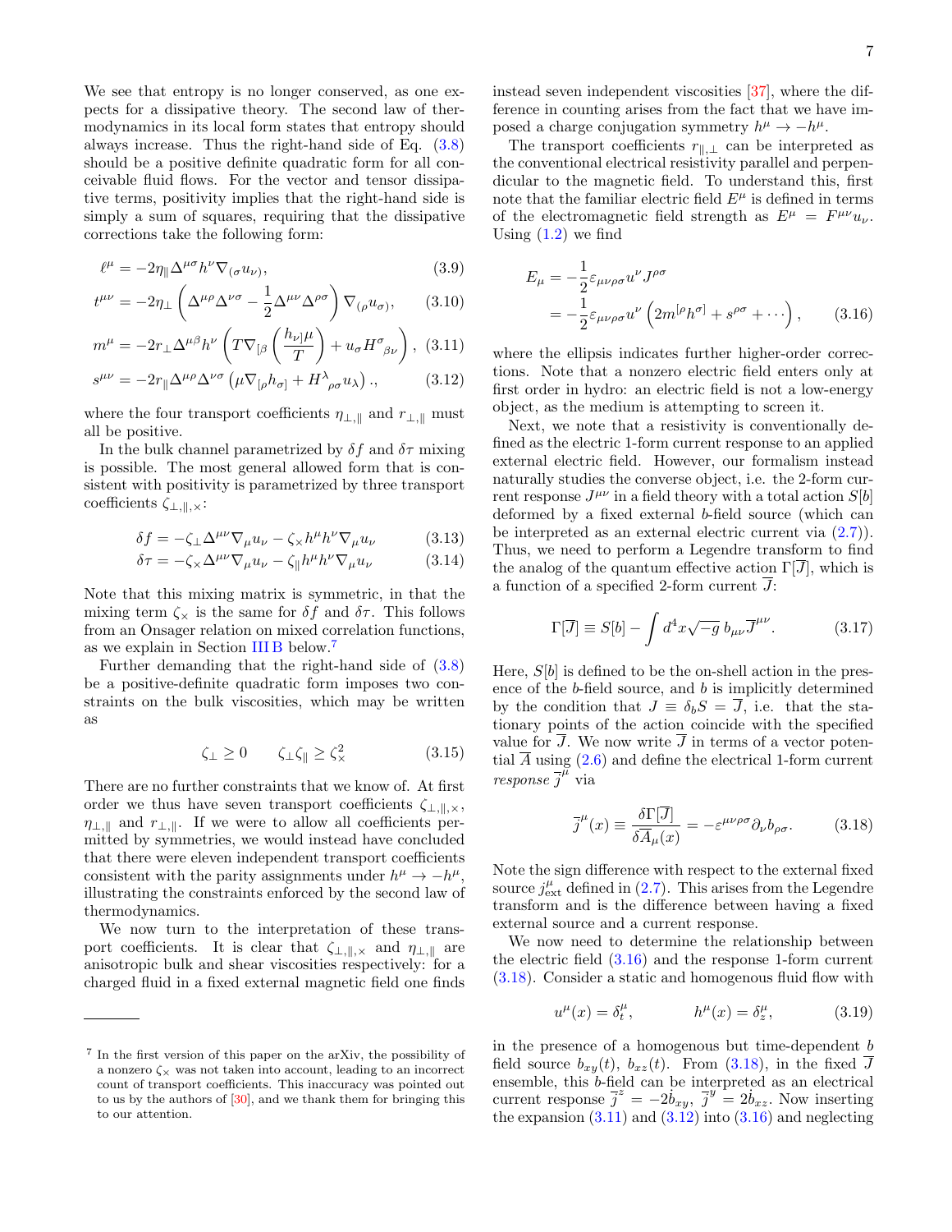We see that entropy is no longer conserved, as one expects for a dissipative theory. The second law of thermodynamics in its local form states that entropy should always increase. Thus the right-hand side of Eq. (3.8) should be a positive definite quadratic form for all conceivable fluid flows. For the vector and tensor dissipative terms, positivity implies that the right-hand side is simply a sum of squares, requiring that the dissipative corrections take the following form:

$$\ell^\mu = -2\eta_\parallel \Delta^{\mu\sigma} h^\nu \nabla_{(\sigma} u_{\nu)}, \tag{3.9}$$

$$t^{\mu\nu} = -2\eta_\perp \left(\Delta^{\mu\rho}\Delta^{\nu\sigma} - \frac{1}{2}\Delta^{\mu\nu}\Delta^{\rho\sigma}\right)\nabla_{(\rho} u_{\sigma)}, \tag{3.10}$$

$$m^\mu = -2r_\perp \Delta^{\mu\beta} h^\nu \left(T\nabla_{[\beta}\left(\frac{h_{\nu]}\mu}{T}\right) + u_\sigma H^\sigma{}_{\beta\nu}\right), \tag{3.11}$$

$$s^{\mu\nu} = -2r_\parallel \Delta^{\mu\rho}\Delta^{\nu\sigma}\left(\mu\nabla_{[\rho} h_{\sigma]} + H^\lambda{}_{\rho\sigma} u_\lambda\right)., \tag{3.12}$$

where the four transport coefficients $\eta_{\perp,\parallel}$ and $r_{\perp,\parallel}$ must all be positive.

In the bulk channel parametrized by $\delta f$ and $\delta\tau$ mixing is possible. The most general allowed form that is consistent with positivity is parametrized by three transport coefficients $\zeta_{\perp,\parallel,\times}$:

$$\delta f = -\zeta_\perp \Delta^{\mu\nu}\nabla_\mu u_\nu - \zeta_\times h^\mu h^\nu \nabla_\mu u_\nu \tag{3.13}$$

$$\delta\tau = -\zeta_\times \Delta^{\mu\nu}\nabla_\mu u_\nu - \zeta_\parallel h^\mu h^\nu \nabla_\mu u_\nu \tag{3.14}$$

Note that this mixing matrix is symmetric, in that the mixing term $\zeta_\times$ is the same for $\delta f$ and $\delta\tau$. This follows from an Onsager relation on mixed correlation functions, as we explain in Section III B below.[7]

Further demanding that the right-hand side of (3.8) be a positive-definite quadratic form imposes two constraints on the bulk viscosities, which may be written as

$$\zeta_\perp \geq 0 \qquad \zeta_\perp\zeta_\parallel \geq \zeta_\times^2 \tag{3.15}$$

There are no further constraints that we know of. At first order we thus have seven transport coefficients $\zeta_{\perp,\parallel,\times}$, $\eta_{\perp,\parallel}$ and $r_{\perp,\parallel}$. If we were to allow all coefficients permitted by symmetries, we would instead have concluded that there were eleven independent transport coefficients consistent with the parity assignments under $h^\mu \to -h^\mu$, illustrating the constraints enforced by the second law of thermodynamics.

We now turn to the interpretation of these transport coefficients. It is clear that $\zeta_{\perp,\parallel,\times}$ and $\eta_{\perp,\parallel}$ are anisotropic bulk and shear viscosities respectively: for a charged fluid in a fixed external magnetic field one finds instead seven independent viscosities [37], where the difference in counting arises from the fact that we have imposed a charge conjugation symmetry $h^\mu \to -h^\mu$.

The transport coefficients $r_{\parallel,\perp}$ can be interpreted as the conventional electrical resistivity parallel and perpendicular to the magnetic field. To understand this, first note that the familiar electric field $E^\mu$ is defined in terms of the electromagnetic field strength as $E^\mu = F^{\mu\nu}u_\nu$. Using (1.2) we find

$$\begin{aligned} E_\mu &= -\frac{1}{2}\varepsilon_{\mu\nu\rho\sigma}u^\nu J^{\rho\sigma} \\ &= -\frac{1}{2}\varepsilon_{\mu\nu\rho\sigma}u^\nu\left(2m^{[\rho}h^{\sigma]} + s^{\rho\sigma} + \cdots\right), \end{aligned} \tag{3.16}$$

where the ellipsis indicates further higher-order corrections. Note that a nonzero electric field enters only at first order in hydro: an electric field is not a low-energy object, as the medium is attempting to screen it.

Next, we note that a resistivity is conventionally defined as the electric 1-form current response to an applied external electric field. However, our formalism instead naturally studies the converse object, i.e. the 2-form current response $J^{\mu\nu}$ in a field theory with a total action $S[b]$ deformed by a fixed external $b$-field source (which can be interpreted as an external electric current via (2.7)). Thus, we need to perform a Legendre transform to find the analog of the quantum effective action $\Gamma[\overline{J}]$, which is a function of a specified 2-form current $\overline{J}$:

$$\Gamma[\overline{J}] \equiv S[b] - \int d^4x\sqrt{-g}\, b_{\mu\nu}\overline{J}^{\mu\nu}. \tag{3.17}$$

Here, $S[b]$ is defined to be the on-shell action in the presence of the $b$-field source, and $b$ is implicitly determined by the condition that $J \equiv \delta_b S = \overline{J}$, i.e. that the stationary points of the action coincide with the specified value for $\overline{J}$. We now write $\overline{J}$ in terms of a vector potential $\overline{A}$ using (2.6) and define the electrical 1-form current *response* $\overline{j}^\mu$ via

$$\overline{j}^\mu(x) \equiv \frac{\delta\Gamma[\overline{J}]}{\delta\overline{A}_\mu(x)} = -\varepsilon^{\mu\nu\rho\sigma}\partial_\nu b_{\rho\sigma}. \tag{3.18}$$

Note the sign difference with respect to the external fixed source $j^\mu_{\text{ext}}$ defined in (2.7). This arises from the Legendre transform and is the difference between having a fixed external source and a current response.

We now need to determine the relationship between the electric field (3.16) and the response 1-form current (3.18). Consider a static and homogenous fluid flow with

$$u^\mu(x) = \delta^\mu_t, \qquad h^\mu(x) = \delta^\mu_z, \tag{3.19}$$

in the presence of a homogenous but time-dependent $b$ field source $b_{xy}(t)$, $b_{xz}(t)$. From (3.18), in the fixed $\overline{J}$ ensemble, this $b$-field can be interpreted as an electrical current response $\overline{j}^z = -2\dot{b}_{xy}$, $\overline{j}^y = 2\dot{b}_{xz}$. Now inserting the expansion (3.11) and (3.12) into (3.16) and neglecting

---

[7] In the first version of this paper on the arXiv, the possibility of a nonzero $\zeta_\times$ was not taken into account, leading to an incorrect count of transport coefficients. This inaccuracy was pointed out to us by the authors of [30], and we thank them for bringing this to our attention.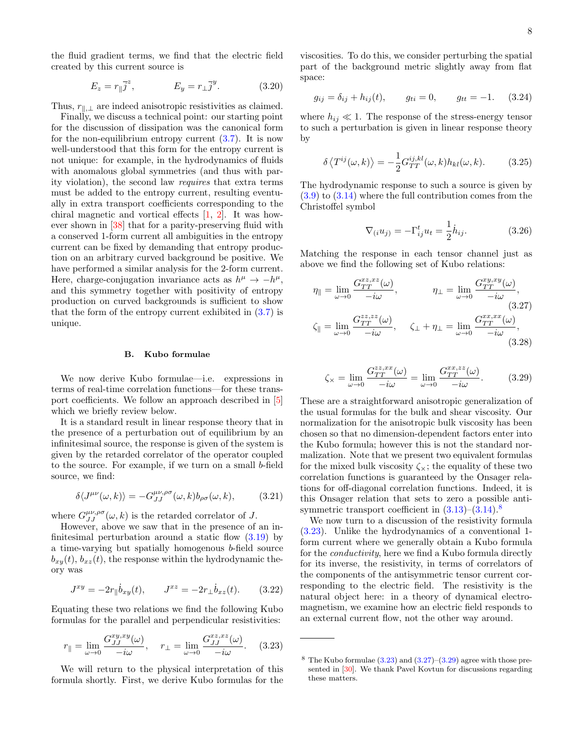the fluid gradient terms, we find that the electric field created by this current source is

$$E_z = r_\parallel \bar{j}^z, \qquad E_y = r_\perp \bar{j}^y. \tag{3.20}$$

Thus, $r_{\parallel,\perp}$ are indeed anisotropic resistivities as claimed.

Finally, we discuss a technical point: our starting point for the discussion of dissipation was the canonical form for the non-equilibrium entropy current (3.7). It is now well-understood that this form for the entropy current is not unique: for example, in the hydrodynamics of fluids with anomalous global symmetries (and thus with parity violation), the second law *requires* that extra terms must be added to the entropy current, resulting eventually in extra transport coefficients corresponding to the chiral magnetic and vortical effects [1, 2]. It was however shown in [38] that for a parity-preserving fluid with a conserved 1-form current all ambiguities in the entropy current can be fixed by demanding that entropy production on an arbitrary curved background be positive. We have performed a similar analysis for the 2-form current. Here, charge-conjugation invariance acts as $h^\mu \to -h^\mu$, and this symmetry together with positivity of entropy production on curved backgrounds is sufficient to show that the form of the entropy current exhibited in (3.7) is unique.

### B. Kubo formulae

We now derive Kubo formulae—i.e. expressions in terms of real-time correlation functions—for these transport coefficients. We follow an approach described in [5] which we briefly review below.

It is a standard result in linear response theory that in the presence of a perturbation out of equilibrium by an infinitesimal source, the response is given of the system is given by the retarded correlator of the operator coupled to the source. For example, if we turn on a small $b$-field source, we find:

$$\delta\langle J^{\mu\nu}(\omega,k)\rangle = -G_{JJ}^{\mu\nu,\rho\sigma}(\omega,k) b_{\rho\sigma}(\omega,k), \tag{3.21}$$

where $G_{JJ}^{\mu\nu,\rho\sigma}(\omega,k)$ is the retarded correlator of $J$.

However, above we saw that in the presence of an infinitesimal perturbation around a static flow (3.19) by a time-varying but spatially homogenous $b$-field source $b_{xy}(t)$, $b_{xz}(t)$, the response within the hydrodynamic theory was

$$J^{xy} = -2r_\parallel \dot{b}_{xy}(t), \qquad J^{xz} = -2r_\perp \dot{b}_{xz}(t). \tag{3.22}$$

Equating these two relations we find the following Kubo formulas for the parallel and perpendicular resistivities:

$$r_\parallel = \lim_{\omega\to 0} \frac{G_{JJ}^{xy,xy}(\omega)}{-i\omega}, \quad r_\perp = \lim_{\omega\to 0} \frac{G_{JJ}^{xz,xz}(\omega)}{-i\omega}. \tag{3.23}$$

We will return to the physical interpretation of this formula shortly. First, we derive Kubo formulas for the viscosities. To do this, we consider perturbing the spatial part of the background metric slightly away from flat space:

$$g_{ij} = \delta_{ij} + h_{ij}(t), \qquad g_{ti} = 0, \qquad g_{tt} = -1. \tag{3.24}$$

where $h_{ij} \ll 1$. The response of the stress-energy tensor to such a perturbation is given in linear response theory by

$$\delta\left\langle T^{ij}(\omega,k)\right\rangle = -\frac{1}{2} G_{TT}^{ij,kl}(\omega,k) h_{kl}(\omega,k). \tag{3.25}$$

The hydrodynamic response to such a source is given by (3.9) to (3.14) where the full contribution comes from the Christoffel symbol

$$\nabla_{(i}u_{j)} = -\Gamma^t_{ij}u_t = \frac{1}{2}\dot{h}_{ij}. \tag{3.26}$$

Matching the response in each tensor channel just as above we find the following set of Kubo relations:

$$\eta_\parallel = \lim_{\omega\to 0} \frac{G_{TT}^{xz,xz}(\omega)}{-i\omega}, \qquad \eta_\perp = \lim_{\omega\to 0} \frac{G_{TT}^{xy,xy}(\omega)}{-i\omega}, \tag{3.27}$$

$$\zeta_\parallel = \lim_{\omega\to 0} \frac{G_{TT}^{zz,zz}(\omega)}{-i\omega}, \quad \zeta_\perp + \eta_\perp = \lim_{\omega\to 0} \frac{G_{TT}^{xx,xx}(\omega)}{-i\omega}, \tag{3.28}$$

$$\zeta_\times = \lim_{\omega\to 0} \frac{G_{TT}^{zz,xx}(\omega)}{-i\omega} = \lim_{\omega\to 0} \frac{G_{TT}^{xx,zz}(\omega)}{-i\omega}. \tag{3.29}$$

These are a straightforward anisotropic generalization of the usual formulas for the bulk and shear viscosity. Our normalization for the anisotropic bulk viscosity has been chosen so that no dimension-dependent factors enter into the Kubo formula; however this is not the standard normalization. Note that we present two equivalent formulas for the mixed bulk viscosity $\zeta_\times$; the equality of these two correlation functions is guaranteed by the Onsager relations for off-diagonal correlation functions. Indeed, it is this Onsager relation that sets to zero a possible antisymmetric transport coefficient in (3.13)–(3.14).[8]

We now turn to a discussion of the resistivity formula (3.23). Unlike the hydrodynamics of a conventional 1-form current where we generally obtain a Kubo formula for the *conductivity*, here we find a Kubo formula directly for its inverse, the resistivity, in terms of correlators of the components of the antisymmetric tensor current corresponding to the electric field. The resistivity is the natural object here: in a theory of dynamical electromagnetism, we examine how an electric field responds to an external current flow, not the other way around.

---

[8] The Kubo formulae (3.23) and (3.27)–(3.29) agree with those presented in [30]. We thank Pavel Kovtun for discussions regarding these matters.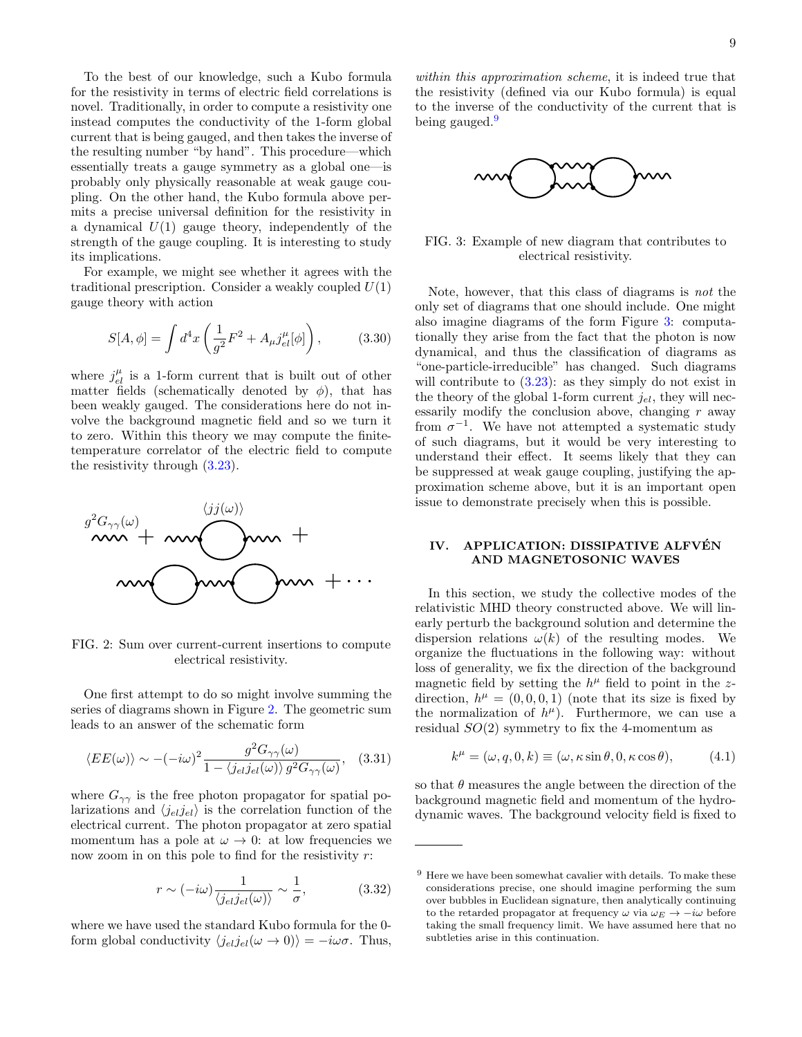To the best of our knowledge, such a Kubo formula for the resistivity in terms of electric field correlations is novel. Traditionally, in order to compute a resistivity one instead computes the conductivity of the 1-form global current that is being gauged, and then takes the inverse of the resulting number "by hand". This procedure—which essentially treats a gauge symmetry as a global one—is probably only physically reasonable at weak gauge coupling. On the other hand, the Kubo formula above permits a precise universal definition for the resistivity in a dynamical $U(1)$ gauge theory, independently of the strength of the gauge coupling. It is interesting to study its implications.

For example, we might see whether it agrees with the traditional prescription. Consider a weakly coupled $U(1)$ gauge theory with action

$$S[A,\phi] = \int d^4x \left( \frac{1}{g^2} F^2 + A_\mu j^\mu_{el}[\phi] \right), \tag{3.30}$$

where $j^\mu_{el}$ is a 1-form current that is built out of other matter fields (schematically denoted by $\phi$), that has been weakly gauged. The considerations here do not involve the background magnetic field and so we turn it to zero. Within this theory we may compute the finite-temperature correlator of the electric field to compute the resistivity through (3.23).

FIG. 2: Sum over current-current insertions to compute electrical resistivity.

One first attempt to do so might involve summing the series of diagrams shown in Figure 2. The geometric sum leads to an answer of the schematic form

$$\langle EE(\omega)\rangle \sim -(-i\omega)^2 \frac{g^2 G_{\gamma\gamma}(\omega)}{1 - \langle j_{el} j_{el}(\omega)\rangle\, g^2 G_{\gamma\gamma}(\omega)}, \tag{3.31}$$

where $G_{\gamma\gamma}$ is the free photon propagator for spatial polarizations and $\langle j_{el} j_{el}\rangle$ is the correlation function of the electrical current. The photon propagator at zero spatial momentum has a pole at $\omega \to 0$: at low frequencies we now zoom in on this pole to find for the resistivity $r$:

$$r \sim (-i\omega) \frac{1}{\langle j_{el} j_{el}(\omega)\rangle} \sim \frac{1}{\sigma}, \tag{3.32}$$

where we have used the standard Kubo formula for the 0-form global conductivity $\langle j_{el} j_{el}(\omega \to 0)\rangle = -i\omega\sigma$. Thus, *within this approximation scheme*, it is indeed true that the resistivity (defined via our Kubo formula) is equal to the inverse of the conductivity of the current that is being gauged.[9]

FIG. 3: Example of new diagram that contributes to electrical resistivity.

Note, however, that this class of diagrams is *not* the only set of diagrams that one should include. One might also imagine diagrams of the form Figure 3: computationally they arise from the fact that the photon is now dynamical, and thus the classification of diagrams as "one-particle-irreducible" has changed. Such diagrams will contribute to (3.23): as they simply do not exist in the theory of the global 1-form current $j_{el}$, they will necessarily modify the conclusion above, changing $r$ away from $\sigma^{-1}$. We have not attempted a systematic study of such diagrams, but it would be very interesting to understand their effect. It seems likely that they can be suppressed at weak gauge coupling, justifying the approximation scheme above, but it is an important open issue to demonstrate precisely when this is possible.

## IV. APPLICATION: DISSIPATIVE ALFVÉN AND MAGNETOSONIC WAVES

In this section, we study the collective modes of the relativistic MHD theory constructed above. We will linearly perturb the background solution and determine the dispersion relations $\omega(k)$ of the resulting modes. We organize the fluctuations in the following way: without loss of generality, we fix the direction of the background magnetic field by setting the $h^\mu$ field to point in the $z$-direction, $h^\mu = (0,0,0,1)$ (note that its size is fixed by the normalization of $h^\mu$). Furthermore, we can use a residual $SO(2)$ symmetry to fix the 4-momentum as

$$k^\mu = (\omega, q, 0, k) \equiv (\omega, \kappa\sin\theta, 0, \kappa\cos\theta), \tag{4.1}$$

so that $\theta$ measures the angle between the direction of the background magnetic field and momentum of the hydrodynamic waves. The background velocity field is fixed to

[9] Here we have been somewhat cavalier with details. To make these considerations precise, one should imagine performing the sum over bubbles in Euclidean signature, then analytically continuing to the retarded propagator at frequency $\omega$ via $\omega_E \to -i\omega$ before taking the small frequency limit. We have assumed here that no subtleties arise in this continuation.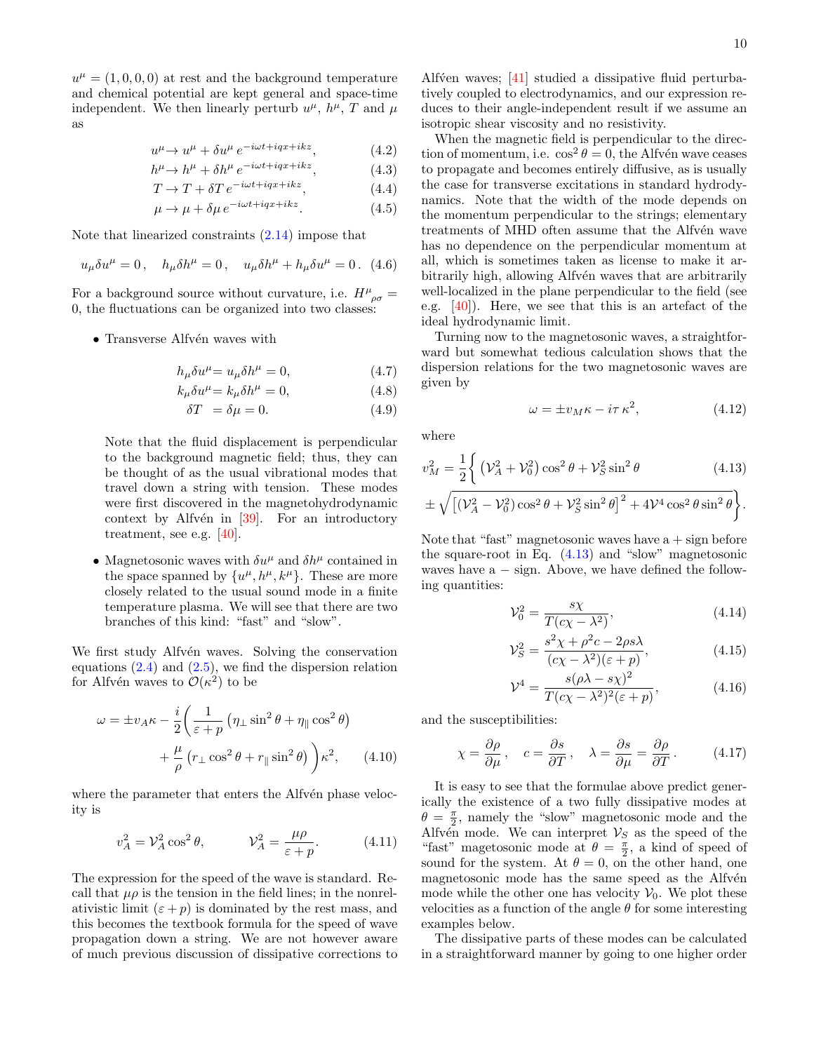$u^\mu = (1, 0, 0, 0)$ at rest and the background temperature and chemical potential are kept general and space-time independent. We then linearly perturb $u^\mu$, $h^\mu$, $T$ and $\mu$ as

$$u^\mu \to u^\mu + \delta u^\mu \, e^{-i\omega t + iqx + ikz}, \tag{4.2}$$

$$h^\mu \to h^\mu + \delta h^\mu \, e^{-i\omega t + iqx + ikz}, \tag{4.3}$$

$$T \to T + \delta T \, e^{-i\omega t + iqx + ikz}, \tag{4.4}$$

$$\mu \to \mu + \delta \mu \, e^{-i\omega t + iqx + ikz}. \tag{4.5}$$

Note that linearized constraints (2.14) impose that

$$u_\mu \delta u^\mu = 0 \,, \quad h_\mu \delta h^\mu = 0 \,, \quad u_\mu \delta h^\mu + h_\mu \delta u^\mu = 0 \,. \tag{4.6}$$

For a background source without curvature, i.e. $H^\mu{}_{\rho\sigma} = 0$, the fluctuations can be organized into two classes:

- Transverse Alfvén waves with

$$h_\mu \delta u^\mu = u_\mu \delta h^\mu = 0, \tag{4.7}$$

$$k_\mu \delta u^\mu = k_\mu \delta h^\mu = 0, \tag{4.8}$$

$$\delta T = \delta \mu = 0. \tag{4.9}$$

  Note that the fluid displacement is perpendicular to the background magnetic field; thus, they can be thought of as the usual vibrational modes that travel down a string with tension. These modes were first discovered in the magnetohydrodynamic context by Alfvén in [39]. For an introductory treatment, see e.g. [40].

- Magnetosonic waves with $\delta u^\mu$ and $\delta h^\mu$ contained in the space spanned by $\{u^\mu, h^\mu, k^\mu\}$. These are more closely related to the usual sound mode in a finite temperature plasma. We will see that there are two branches of this kind: "fast" and "slow".

We first study Alfvén waves. Solving the conservation equations (2.4) and (2.5), we find the dispersion relation for Alfvén waves to $\mathcal{O}(\kappa^2)$ to be

$$\omega = \pm v_A \kappa - \frac{i}{2}\bigg( \frac{1}{\varepsilon + p} \left( \eta_\perp \sin^2\theta + \eta_\parallel \cos^2\theta \right) + \frac{\mu}{\rho} \left( r_\perp \cos^2\theta + r_\parallel \sin^2\theta \right) \bigg) \kappa^2, \tag{4.10}$$

where the parameter that enters the Alfvén phase velocity is

$$v_A^2 = \mathcal{V}_A^2 \cos^2\theta, \qquad \mathcal{V}_A^2 = \frac{\mu\rho}{\varepsilon + p}. \tag{4.11}$$

The expression for the speed of the wave is standard. Recall that $\mu\rho$ is the tension in the field lines; in the nonrelativistic limit $(\varepsilon + p)$ is dominated by the rest mass, and this becomes the textbook formula for the speed of wave propagation down a string. We are not however aware of much previous discussion of dissipative corrections to Alfvén waves; [41] studied a dissipative fluid perturbatively coupled to electrodynamics, and our expression reduces to their angle-independent result if we assume an isotropic shear viscosity and no resistivity.

When the magnetic field is perpendicular to the direction of momentum, i.e. $\cos^2\theta = 0$, the Alfvén wave ceases to propagate and becomes entirely diffusive, as is usually the case for transverse excitations in standard hydrodynamics. Note that the width of the mode depends on the momentum perpendicular to the strings; elementary treatments of MHD often assume that the Alfvén wave has no dependence on the perpendicular momentum at all, which is sometimes taken as license to make it arbitrarily high, allowing Alfvén waves that are arbitrarily well-localized in the plane perpendicular to the field (see e.g. [40]). Here, we see that this is an artefact of the ideal hydrodynamic limit.

Turning now to the magnetosonic waves, a straightforward but somewhat tedious calculation shows that the dispersion relations for the two magnetosonic waves are given by

$$\omega = \pm v_M \kappa - i\tau \, \kappa^2, \tag{4.12}$$

where

$$v_M^2 = \frac{1}{2}\bigg\{ \left( \mathcal{V}_A^2 + \mathcal{V}_0^2 \right) \cos^2\theta + \mathcal{V}_S^2 \sin^2\theta \pm \sqrt{\left[ (\mathcal{V}_A^2 - \mathcal{V}_0^2) \cos^2\theta + \mathcal{V}_S^2 \sin^2\theta \right]^2 + 4\mathcal{V}^4 \cos^2\theta \sin^2\theta} \bigg\}. \tag{4.13}$$

Note that "fast" magnetosonic waves have a $+$ sign before the square-root in Eq. (4.13) and "slow" magnetosonic waves have a $-$ sign. Above, we have defined the following quantities:

$$\mathcal{V}_0^2 = \frac{s\chi}{T(c\chi - \lambda^2)}, \tag{4.14}$$

$$\mathcal{V}_S^2 = \frac{s^2\chi + \rho^2 c - 2\rho s \lambda}{(c\chi - \lambda^2)(\varepsilon + p)}, \tag{4.15}$$

$$\mathcal{V}^4 = \frac{s(\rho\lambda - s\chi)^2}{T(c\chi - \lambda^2)^2(\varepsilon + p)}, \tag{4.16}$$

and the susceptibilities:

$$\chi = \frac{\partial \rho}{\partial \mu}\,, \quad c = \frac{\partial s}{\partial T}\,, \quad \lambda = \frac{\partial s}{\partial \mu} = \frac{\partial \rho}{\partial T}\,. \tag{4.17}$$

It is easy to see that the formulae above predict generically the existence of a two fully dissipative modes at $\theta = \frac{\pi}{2}$, namely the "slow" magnetosonic mode and the Alfvén mode. We can interpret $\mathcal{V}_S$ as the speed of the "fast" magetosonic mode at $\theta = \frac{\pi}{2}$, a kind of speed of sound for the system. At $\theta = 0$, on the other hand, one magnetosonic mode has the same speed as the Alfvén mode while the other one has velocity $\mathcal{V}_0$. We plot these velocities as a function of the angle $\theta$ for some interesting examples below.

The dissipative parts of these modes can be calculated in a straightforward manner by going to one higher order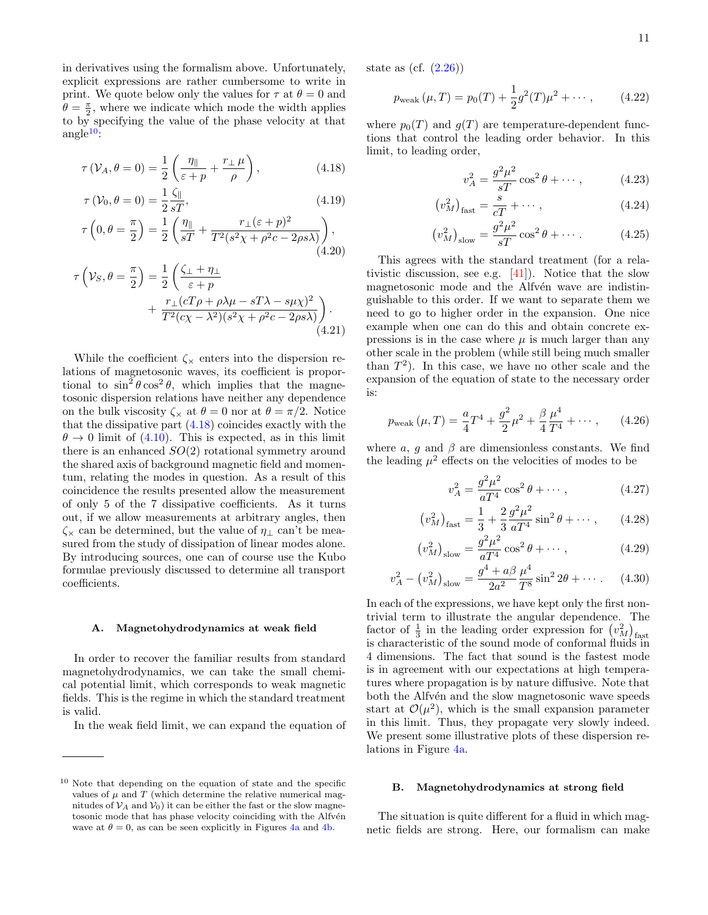in derivatives using the formalism above. Unfortunately, explicit expressions are rather cumbersome to write in print. We quote below only the values for $\tau$ at $\theta = 0$ and $\theta = \frac{\pi}{2}$, where we indicate which mode the width applies to by specifying the value of the phase velocity at that angle[10]:

$$\tau\left(\mathcal{V}_A, \theta = 0\right) = \frac{1}{2}\left(\frac{\eta_\parallel}{\varepsilon + p} + \frac{r_\perp\,\mu}{\rho}\right), \tag{4.18}$$

$$\tau\left(\mathcal{V}_0, \theta = 0\right) = \frac{1}{2}\frac{\zeta_\parallel}{sT}, \tag{4.19}$$

$$\tau\left(0, \theta = \frac{\pi}{2}\right) = \frac{1}{2}\left(\frac{\eta_\parallel}{sT} + \frac{r_\perp(\varepsilon+p)^2}{T^2(s^2\chi + \rho^2 c - 2\rho s\lambda)}\right), \tag{4.20}$$

$$\tau\left(\mathcal{V}_S, \theta = \frac{\pi}{2}\right) = \frac{1}{2}\left(\frac{\zeta_\perp + \eta_\perp}{\varepsilon + p} + \frac{r_\perp(cT\rho + \rho\lambda\mu - sT\lambda - s\mu\chi)^2}{T^2(c\chi - \lambda^2)(s^2\chi + \rho^2 c - 2\rho s\lambda)}\right). \tag{4.21}$$

While the coefficient $\zeta_\times$ enters into the dispersion relations of magnetosonic waves, its coefficient is proportional to $\sin^2\theta\cos^2\theta$, which implies that the magnetosonic dispersion relations have neither any dependence on the bulk viscosity $\zeta_\times$ at $\theta = 0$ nor at $\theta = \pi/2$. Notice that the dissipative part (4.18) coincides exactly with the $\theta \to 0$ limit of (4.10). This is expected, as in this limit there is an enhanced $SO(2)$ rotational symmetry around the shared axis of background magnetic field and momentum, relating the modes in question. As a result of this coincidence the results presented allow the measurement of only 5 of the 7 dissipative coefficients. As it turns out, if we allow measurements at arbitrary angles, then $\zeta_\times$ can be determined, but the value of $\eta_\perp$ can't be measured from the study of dissipation of linear modes alone. By introducing sources, one can of course use the Kubo formulae previously discussed to determine all transport coefficients.

### A. Magnetohydrodynamics at weak field

In order to recover the familiar results from standard magnetohydrodynamics, we can take the small chemical potential limit, which corresponds to weak magnetic fields. This is the regime in which the standard treatment is valid.

In the weak field limit, we can expand the equation of state as (cf. (2.26))

$$p_{\text{weak}}\left(\mu, T\right) = p_0(T) + \frac{1}{2}g^2(T)\mu^2 + \cdots, \tag{4.22}$$

where $p_0(T)$ and $g(T)$ are temperature-dependent functions that control the leading order behavior. In this limit, to leading order,

$$v_A^2 = \frac{g^2\mu^2}{sT}\cos^2\theta + \cdots, \tag{4.23}$$

$$\left(v_M^2\right)_{\text{fast}} = \frac{s}{cT} + \cdots, \tag{4.24}$$

$$\left(v_M^2\right)_{\text{slow}} = \frac{g^2\mu^2}{sT}\cos^2\theta + \cdots. \tag{4.25}$$

This agrees with the standard treatment (for a relativistic discussion, see e.g. [41]). Notice that the slow magnetosonic mode and the Alfvén wave are indistinguishable to this order. If we want to separate them we need to go to higher order in the expansion. One nice example when one can do this and obtain concrete expressions is in the case where $\mu$ is much larger than any other scale in the problem (while still being much smaller than $T^2$). In this case, we have no other scale and the expansion of the equation of state to the necessary order is:

$$p_{\text{weak}}\left(\mu, T\right) = \frac{a}{4}T^4 + \frac{g^2}{2}\mu^2 + \frac{\beta}{4}\frac{\mu^4}{T^4} + \cdots, \tag{4.26}$$

where $a$, $g$ and $\beta$ are dimensionless constants. We find the leading $\mu^2$ effects on the velocities of modes to be

$$v_A^2 = \frac{g^2\mu^2}{aT^4}\cos^2\theta + \cdots, \tag{4.27}$$

$$\left(v_M^2\right)_{\text{fast}} = \frac{1}{3} + \frac{2}{3}\frac{g^2\mu^2}{aT^4}\sin^2\theta + \cdots, \tag{4.28}$$

$$\left(v_M^2\right)_{\text{slow}} = \frac{g^2\mu^2}{aT^4}\cos^2\theta + \cdots, \tag{4.29}$$

$$v_A^2 - \left(v_M^2\right)_{\text{slow}} = \frac{g^4 + a\beta}{2a^2}\frac{\mu^4}{T^8}\sin^2 2\theta + \cdots. \tag{4.30}$$

In each of the expressions, we have kept only the first nontrivial term to illustrate the angular dependence. The factor of $\frac{1}{3}$ in the leading order expression for $\left(v_M^2\right)_{\text{fast}}$ is characteristic of the sound mode of conformal fluids in 4 dimensions. The fact that sound is the fastest mode is in agreement with our expectations at high temperatures where propagation is by nature diffusive. Note that both the Alfvén and the slow magnetosonic wave speeds start at $\mathcal{O}(\mu^2)$, which is the small expansion parameter in this limit. Thus, they propagate very slowly indeed. We present some illustrative plots of these dispersion relations in Figure 4a.

### B. Magnetohydrodynamics at strong field

The situation is quite different for a fluid in which magnetic fields are strong. Here, our formalism can make

---

[10] Note that depending on the equation of state and the specific values of $\mu$ and $T$ (which determine the relative numerical magnitudes of $\mathcal{V}_A$ and $\mathcal{V}_0$) it can be either the fast or the slow magnetosonic mode that has phase velocity coinciding with the Alfvén wave at $\theta = 0$, as can be seen explicitly in Figures 4a and 4b.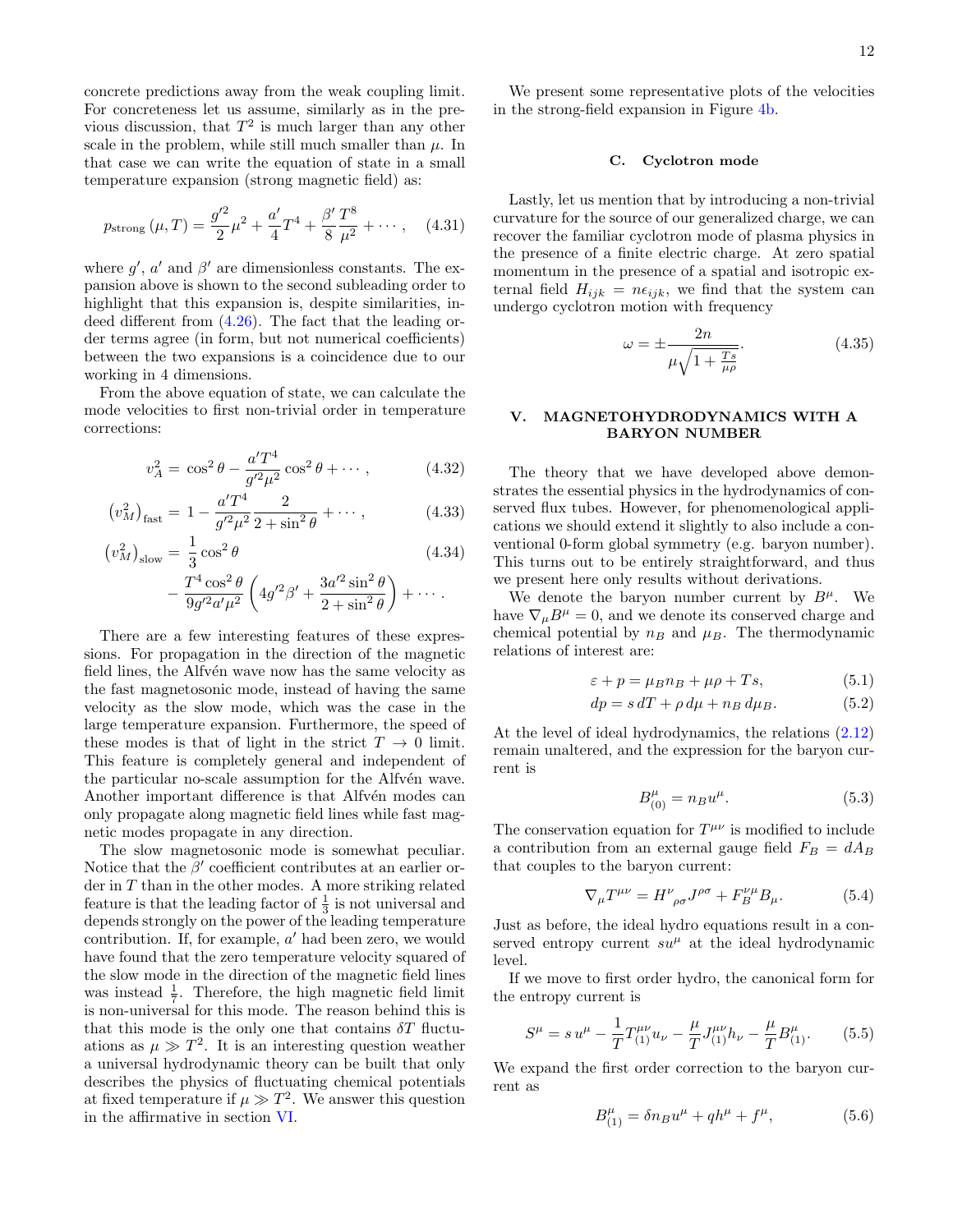concrete predictions away from the weak coupling limit. For concreteness let us assume, similarly as in the previous discussion, that $T^2$ is much larger than any other scale in the problem, while still much smaller than $\mu$. In that case we can write the equation of state in a small temperature expansion (strong magnetic field) as:

$$p_{\text{strong}}(\mu, T) = \frac{g'^2}{2}\mu^2 + \frac{a'}{4}T^4 + \frac{\beta'}{8}\frac{T^8}{\mu^2} + \cdots, \quad (4.31)$$

where $g'$, $a'$ and $\beta'$ are dimensionless constants. The expansion above is shown to the second subleading order to highlight that this expansion is, despite similarities, indeed different from (4.26). The fact that the leading order terms agree (in form, but not numerical coefficients) between the two expansions is a coincidence due to our working in 4 dimensions.

From the above equation of state, we can calculate the mode velocities to first non-trivial order in temperature corrections:

$$v_A^2 = \cos^2\theta - \frac{a'T^4}{g'^2\mu^2}\cos^2\theta + \cdots, \quad (4.32)$$

$$\left(v_M^2\right)_{\text{fast}} = 1 - \frac{a'T^4}{g'^2\mu^2}\frac{2}{2+\sin^2\theta} + \cdots, \quad (4.33)$$

$$\left(v_M^2\right)_{\text{slow}} = \frac{1}{3}\cos^2\theta - \frac{T^4\cos^2\theta}{9g'^2a'\mu^2}\left(4g'^2\beta' + \frac{3a'^2\sin^2\theta}{2+\sin^2\theta}\right) + \cdots. \quad (4.34)$$

There are a few interesting features of these expressions. For propagation in the direction of the magnetic field lines, the Alfvén wave now has the same velocity as the fast magnetosonic mode, instead of having the same velocity as the slow mode, which was the case in the large temperature expansion. Furthermore, the speed of these modes is that of light in the strict $T \to 0$ limit. This feature is completely general and independent of the particular no-scale assumption for the Alfvén wave. Another important difference is that Alfvén modes can only propagate along magnetic field lines while fast magnetic modes propagate in any direction.

The slow magnetosonic mode is somewhat peculiar. Notice that the $\beta'$ coefficient contributes at an earlier order in $T$ than in the other modes. A more striking related feature is that the leading factor of $\frac{1}{3}$ is not universal and depends strongly on the power of the leading temperature contribution. If, for example, $a'$ had been zero, we would have found that the zero temperature velocity squared of the slow mode in the direction of the magnetic field lines was instead $\frac{1}{7}$. Therefore, the high magnetic field limit is non-universal for this mode. The reason behind this is that this mode is the only one that contains $\delta T$ fluctuations as $\mu \gg T^2$. It is an interesting question weather a universal hydrodynamic theory can be built that only describes the physics of fluctuating chemical potentials at fixed temperature if $\mu \gg T^2$. We answer this question in the affirmative in section VI.

We present some representative plots of the velocities in the strong-field expansion in Figure 4b.

### C. Cyclotron mode

Lastly, let us mention that by introducing a non-trivial curvature for the source of our generalized charge, we can recover the familiar cyclotron mode of plasma physics in the presence of a finite electric charge. At zero spatial momentum in the presence of a spatial and isotropic external field $H_{ijk} = n\epsilon_{ijk}$, we find that the system can undergo cyclotron motion with frequency

$$\omega = \pm\frac{2n}{\mu\sqrt{1+\frac{Ts}{\mu\rho}}}. \quad (4.35)$$

## V. MAGNETOHYDRODYNAMICS WITH A BARYON NUMBER

The theory that we have developed above demonstrates the essential physics in the hydrodynamics of conserved flux tubes. However, for phenomenological applications we should extend it slightly to also include a conventional 0-form global symmetry (e.g. baryon number). This turns out to be entirely straightforward, and thus we present here only results without derivations.

We denote the baryon number current by $B^\mu$. We have $\nabla_\mu B^\mu = 0$, and we denote its conserved charge and chemical potential by $n_B$ and $\mu_B$. The thermodynamic relations of interest are:

$$\varepsilon + p = \mu_B n_B + \mu\rho + Ts, \quad (5.1)$$

$$dp = s\, dT + \rho\, d\mu + n_B\, d\mu_B. \quad (5.2)$$

At the level of ideal hydrodynamics, the relations (2.12) remain unaltered, and the expression for the baryon current is

$$B^\mu_{(0)} = n_B u^\mu. \quad (5.3)$$

The conservation equation for $T^{\mu\nu}$ is modified to include a contribution from an external gauge field $F_B = dA_B$ that couples to the baryon current:

$$\nabla_\mu T^{\mu\nu} = H^\nu{}_{\rho\sigma}J^{\rho\sigma} + F_B^{\nu\mu}B_\mu. \quad (5.4)$$

Just as before, the ideal hydro equations result in a conserved entropy current $su^\mu$ at the ideal hydrodynamic level.

If we move to first order hydro, the canonical form for the entropy current is

$$S^\mu = s\, u^\mu - \frac{1}{T}T^{\mu\nu}_{(1)}u_\nu - \frac{\mu}{T}J^{\mu\nu}_{(1)}h_\nu - \frac{\mu}{T}B^\mu_{(1)}. \quad (5.5)$$

We expand the first order correction to the baryon current as

$$B^\mu_{(1)} = \delta n_B u^\mu + qh^\mu + f^\mu, \quad (5.6)$$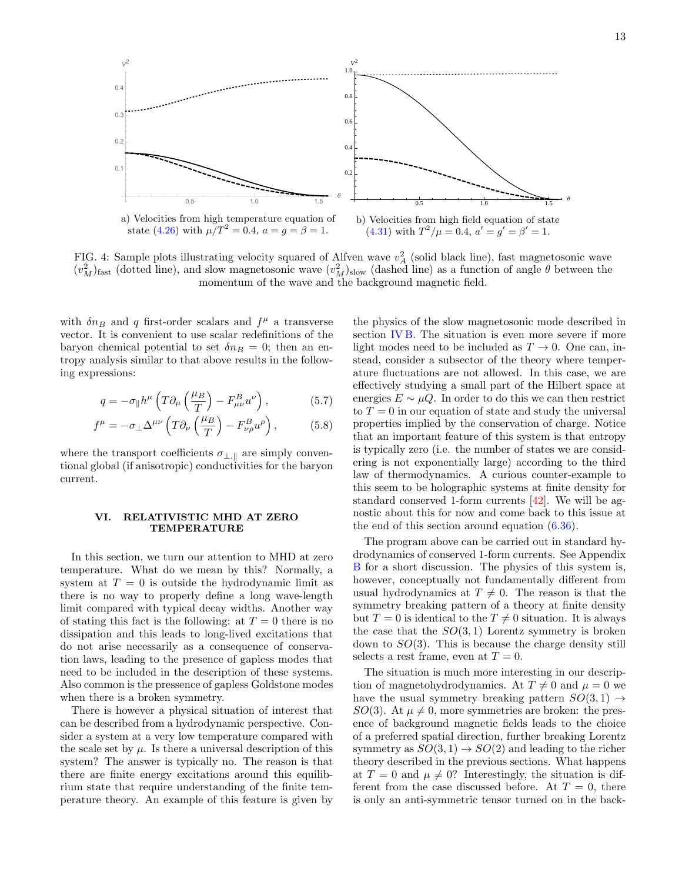a) Velocities from high temperature equation of state (4.26) with $\mu/T^2 = 0.4$, $a = g = \beta = 1$.

b) Velocities from high field equation of state (4.31) with $T^2/\mu = 0.4$, $a' = g' = \beta' = 1$.

FIG. 4: Sample plots illustrating velocity squared of Alfven wave $v_A^2$ (solid black line), fast magnetosonic wave $(v_M^2)_{\text{fast}}$ (dotted line), and slow magnetosonic wave $(v_M^2)_{\text{slow}}$ (dashed line) as a function of angle $\theta$ between the momentum of the wave and the background magnetic field.

with $\delta n_B$ and $q$ first-order scalars and $f^\mu$ a transverse vector. It is convenient to use scalar redefinitions of the baryon chemical potential to set $\delta n_B = 0$; then an entropy analysis similar to that above results in the following expressions:

$$q = -\sigma_\parallel h^\mu \left( T\partial_\mu \left(\frac{\mu_B}{T}\right) - F^B_{\mu\nu} u^\nu \right), \tag{5.7}$$

$$f^\mu = -\sigma_\perp \Delta^{\mu\nu} \left( T\partial_\nu \left(\frac{\mu_B}{T}\right) - F^B_{\nu\rho} u^\rho \right), \tag{5.8}$$

where the transport coefficients $\sigma_{\perp,\parallel}$ are simply conventional global (if anisotropic) conductivities for the baryon current.

## VI. RELATIVISTIC MHD AT ZERO TEMPERATURE

In this section, we turn our attention to MHD at zero temperature. What do we mean by this? Normally, a system at $T = 0$ is outside the hydrodynamic limit as there is no way to properly define a long wave-length limit compared with typical decay widths. Another way of stating this fact is the following: at $T = 0$ there is no dissipation and this leads to long-lived excitations that do not arise necessarily as a consequence of conservation laws, leading to the presence of gapless modes that need to be included in the description of these systems. Also common is the pressence of gapless Goldstone modes when there is a broken symmetry.

There is however a physical situation of interest that can be described from a hydrodynamic perspective. Consider a system at a very low temperature compared with the scale set by $\mu$. Is there a universal description of this system? The answer is typically no. The reason is that there are finite energy excitations around this equilibrium state that require understanding of the finite temperature theory. An example of this feature is given by the physics of the slow magnetosonic mode described in section IV B. The situation is even more severe if more light modes need to be included as $T \to 0$. One can, instead, consider a subsector of the theory where temperature fluctuations are not allowed. In this case, we are effectively studying a small part of the Hilbert space at energies $E \sim \mu Q$. In order to do this we can then restrict to $T = 0$ in our equation of state and study the universal properties implied by the conservation of charge. Notice that an important feature of this system is that entropy is typically zero (i.e. the number of states we are considering is not exponentially large) according to the third law of thermodynamics. A curious counter-example to this seem to be holographic systems at finite density for standard conserved 1-form currents [42]. We will be agnostic about this for now and come back to this issue at the end of this section around equation (6.36).

The program above can be carried out in standard hydrodynamics of conserved 1-form currents. See Appendix B for a short discussion. The physics of this system is, however, conceptually not fundamentally different from usual hydrodynamics at $T \neq 0$. The reason is that the symmetry breaking pattern of a theory at finite density but $T = 0$ is identical to the $T \neq 0$ situation. It is always the case that the $SO(3,1)$ Lorentz symmetry is broken down to $SO(3)$. This is because the charge density still selects a rest frame, even at $T = 0$.

The situation is much more interesting in our description of magnetohydrodynamics. At $T \neq 0$ and $\mu = 0$ we have the usual symmetry breaking pattern $SO(3,1) \to SO(3)$. At $\mu \neq 0$, more symmetries are broken: the presence of background magnetic fields leads to the choice of a preferred spatial direction, further breaking Lorentz symmetry as $SO(3,1) \to SO(2)$ and leading to the richer theory described in the previous sections. What happens at $T = 0$ and $\mu \neq 0$? Interestingly, the situation is different from the case discussed before. At $T = 0$, there is only an anti-symmetric tensor turned on in the back-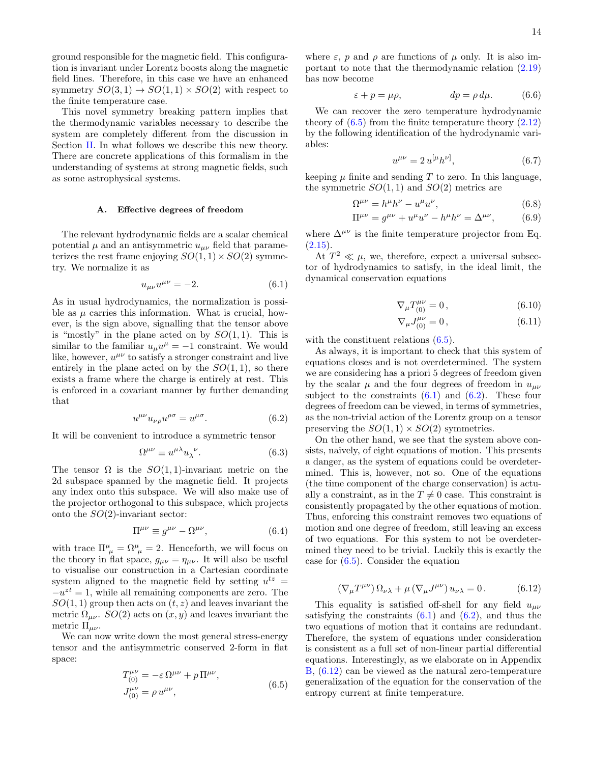ground responsible for the magnetic field. This configuration is invariant under Lorentz boosts along the magnetic field lines. Therefore, in this case we have an enhanced symmetry $SO(3,1) \to SO(1,1) \times SO(2)$ with respect to the finite temperature case.

This novel symmetry breaking pattern implies that the thermodynamic variables necessary to describe the system are completely different from the discussion in Section II. In what follows we describe this new theory. There are concrete applications of this formalism in the understanding of systems at strong magnetic fields, such as some astrophysical systems.

### A. Effective degrees of freedom

The relevant hydrodynamic fields are a scalar chemical potential $\mu$ and an antisymmetric $u_{\mu\nu}$ field that parameterizes the rest frame enjoying $SO(1,1) \times SO(2)$ symmetry. We normalize it as

$$u_{\mu\nu} u^{\mu\nu} = -2. \tag{6.1}$$

As in usual hydrodynamics, the normalization is possible as $\mu$ carries this information. What is crucial, however, is the sign above, signalling that the tensor above is "mostly" in the plane acted on by $SO(1,1)$. This is similar to the familiar $u_\mu u^\mu = -1$ constraint. We would like, however, $u^{\mu\nu}$ to satisfy a stronger constraint and live entirely in the plane acted on by the $SO(1,1)$, so there exists a frame where the charge is entirely at rest. This is enforced in a covariant manner by further demanding that

$$u^{\mu\nu} u_{\nu\rho} u^{\rho\sigma} = u^{\mu\sigma}. \tag{6.2}$$

It will be convenient to introduce a symmetric tensor

$$\Omega^{\mu\nu} \equiv u^{\mu\lambda} u_\lambda{}^\nu. \tag{6.3}$$

The tensor $\Omega$ is the $SO(1,1)$-invariant metric on the 2d subspace spanned by the magnetic field. It projects any index onto this subspace. We will also make use of the projector orthogonal to this subspace, which projects onto the $SO(2)$-invariant sector:

$$\Pi^{\mu\nu} \equiv g^{\mu\nu} - \Omega^{\mu\nu}, \tag{6.4}$$

with trace $\Pi^\mu{}_\mu = \Omega^\mu{}_\mu = 2$. Henceforth, we will focus on the theory in flat space, $g_{\mu\nu} = \eta_{\mu\nu}$. It will also be useful to visualise our construction in a Cartesian coordinate system aligned to the magnetic field by setting $u^{tz} = -u^{zt} = 1$, while all remaining components are zero. The $SO(1,1)$ group then acts on $(t,z)$ and leaves invariant the metric $\Omega_{\mu\nu}$. $SO(2)$ acts on $(x,y)$ and leaves invariant the metric $\Pi_{\mu\nu}$.

We can now write down the most general stress-energy tensor and the antisymmetric conserved 2-form in flat space:

$$\begin{aligned} T^{\mu\nu}_{(0)} &= -\varepsilon\, \Omega^{\mu\nu} + p\, \Pi^{\mu\nu}, \\ J^{\mu\nu}_{(0)} &= \rho\, u^{\mu\nu}, \end{aligned} \tag{6.5}$$

where $\varepsilon$, $p$ and $\rho$ are functions of $\mu$ only. It is also important to note that the thermodynamic relation (2.19) has now become

$$\varepsilon + p = \mu\rho, \qquad\qquad dp = \rho\, d\mu. \tag{6.6}$$

We can recover the zero temperature hydrodynamic theory of (6.5) from the finite temperature theory (2.12) by the following identification of the hydrodynamic variables:

$$u^{\mu\nu} = 2\, u^{[\mu} h^{\nu]}, \tag{6.7}$$

keeping $\mu$ finite and sending $T$ to zero. In this language, the symmetric $SO(1,1)$ and $SO(2)$ metrics are

$$\Omega^{\mu\nu} = h^\mu h^\nu - u^\mu u^\nu, \tag{6.8}$$

$$\Pi^{\mu\nu} = g^{\mu\nu} + u^\mu u^\nu - h^\mu h^\nu = \Delta^{\mu\nu}, \tag{6.9}$$

where $\Delta^{\mu\nu}$ is the finite temperature projector from Eq. (2.15).

At $T^2 \ll \mu$, we, therefore, expect a universal subsector of hydrodynamics to satisfy, in the ideal limit, the dynamical conservation equations

$$\nabla_\mu T^{\mu\nu}_{(0)} = 0\,, \tag{6.10}$$

$$\nabla_\mu J^{\mu\nu}_{(0)} = 0\,, \tag{6.11}$$

with the constituent relations (6.5).

As always, it is important to check that this system of equations closes and is not overdetermined. The system we are considering has a priori 5 degrees of freedom given by the scalar $\mu$ and the four degrees of freedom in $u_{\mu\nu}$ subject to the constraints (6.1) and (6.2). These four degrees of freedom can be viewed, in terms of symmetries, as the non-trivial action of the Lorentz group on a tensor preserving the $SO(1,1) \times SO(2)$ symmetries.

On the other hand, we see that the system above consists, naively, of eight equations of motion. This presents a danger, as the system of equations could be overdetermined. This is, however, not so. One of the equations (the time component of the charge conservation) is actually a constraint, as in the $T \neq 0$ case. This constraint is consistently propagated by the other equations of motion. Thus, enforcing this constraint removes two equations of motion and one degree of freedom, still leaving an excess of two equations. For this system to not be overdetermined they need to be trivial. Luckily this is exactly the case for (6.5). Consider the equation

$$(\nabla_\mu T^{\mu\nu})\, \Omega_{\nu\lambda} + \mu\, (\nabla_\mu J^{\mu\nu})\, u_{\nu\lambda} = 0\,. \tag{6.12}$$

This equality is satisfied off-shell for any field $u_{\mu\nu}$ satisfying the constraints (6.1) and (6.2), and thus the two equations of motion that it contains are redundant. Therefore, the system of equations under consideration is consistent as a full set of non-linear partial differential equations. Interestingly, as we elaborate on in Appendix B, (6.12) can be viewed as the natural zero-temperature generalization of the equation for the conservation of the entropy current at finite temperature.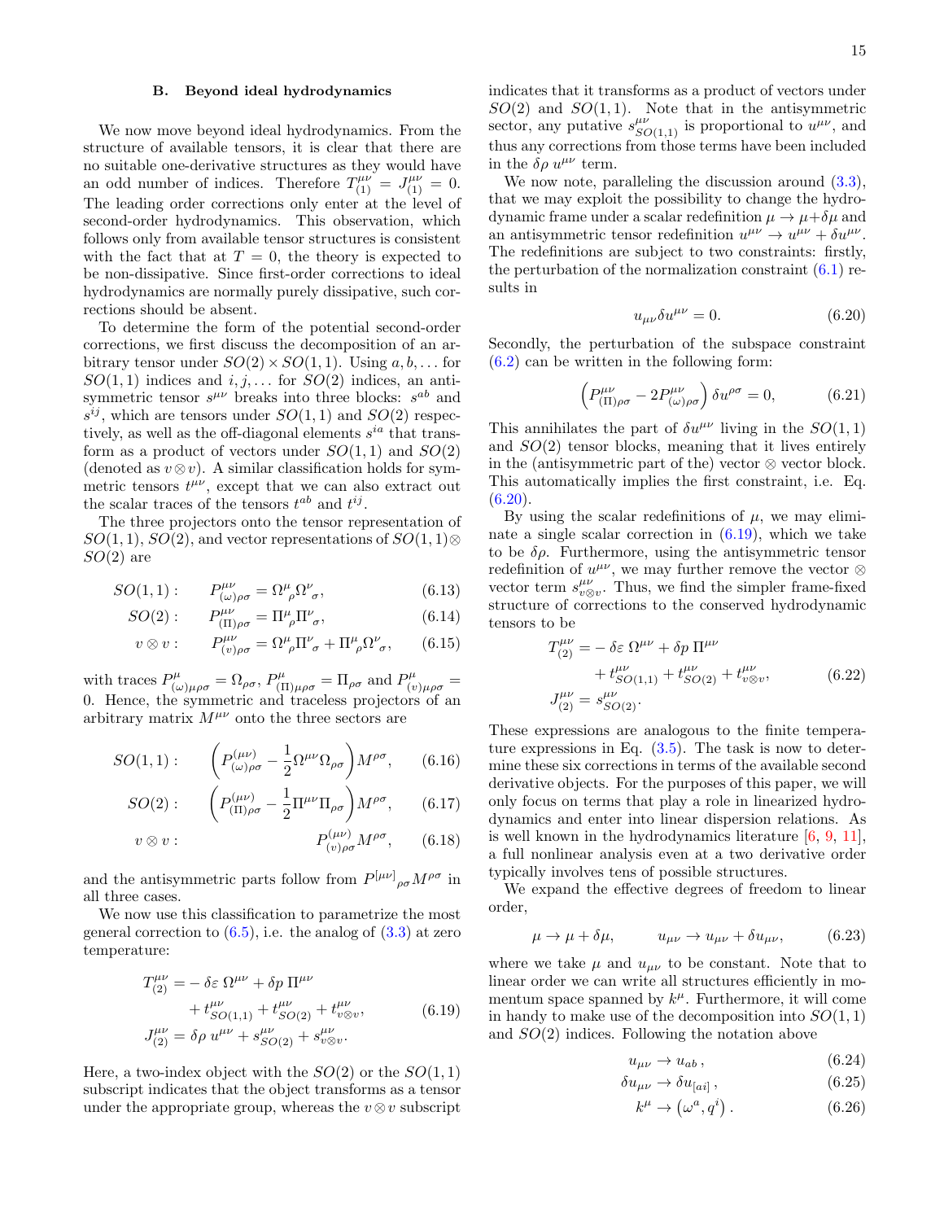### B. Beyond ideal hydrodynamics

We now move beyond ideal hydrodynamics. From the structure of available tensors, it is clear that there are no suitable one-derivative structures as they would have an odd number of indices. Therefore $T^{\mu\nu}_{(1)} = J^{\mu\nu}_{(1)} = 0$. The leading order corrections only enter at the level of second-order hydrodynamics. This observation, which follows only from available tensor structures is consistent with the fact that at $T = 0$, the theory is expected to be non-dissipative. Since first-order corrections to ideal hydrodynamics are normally purely dissipative, such corrections should be absent.

To determine the form of the potential second-order corrections, we first discuss the decomposition of an arbitrary tensor under $SO(2) \times SO(1,1)$. Using $a, b, \dots$ for $SO(1,1)$ indices and $i, j, \dots$ for $SO(2)$ indices, an antisymmetric tensor $s^{\mu\nu}$ breaks into three blocks: $s^{ab}$ and $s^{ij}$, which are tensors under $SO(1,1)$ and $SO(2)$ respectively, as well as the off-diagonal elements $s^{ia}$ that transform as a product of vectors under $SO(1,1)$ and $SO(2)$ (denoted as $v \otimes v$). A similar classification holds for symmetric tensors $t^{\mu\nu}$, except that we can also extract out the scalar traces of the tensors $t^{ab}$ and $t^{ij}$.

The three projectors onto the tensor representation of $SO(1,1)$, $SO(2)$, and vector representations of $SO(1,1) \otimes SO(2)$ are

$$SO(1,1): \qquad P^{\mu\nu}_{(\omega)\rho\sigma} = \Omega^{\mu}{}_{\rho}\Omega^{\nu}{}_{\sigma}, \tag{6.13}$$

$$SO(2): \qquad P^{\mu\nu}_{(\Pi)\rho\sigma} = \Pi^{\mu}{}_{\rho}\Pi^{\nu}{}_{\sigma}, \tag{6.14}$$

$$v \otimes v: \qquad P^{\mu\nu}_{(v)\rho\sigma} = \Omega^{\mu}{}_{\rho}\Pi^{\nu}{}_{\sigma} + \Pi^{\mu}{}_{\rho}\Omega^{\nu}{}_{\sigma}, \tag{6.15}$$

with traces $P^{\mu}_{(\omega)\mu\rho\sigma} = \Omega_{\rho\sigma}$, $P^{\mu}_{(\Pi)\mu\rho\sigma} = \Pi_{\rho\sigma}$ and $P^{\mu}_{(v)\mu\rho\sigma} = 0$. Hence, the symmetric and traceless projectors of an arbitrary matrix $M^{\mu\nu}$ onto the three sectors are

$$SO(1,1): \qquad \left(P^{(\mu\nu)}_{(\omega)\rho\sigma} - \frac{1}{2}\Omega^{\mu\nu}\Omega_{\rho\sigma}\right) M^{\rho\sigma}, \tag{6.16}$$

$$SO(2): \qquad \left(P^{(\mu\nu)}_{(\Pi)\rho\sigma} - \frac{1}{2}\Pi^{\mu\nu}\Pi_{\rho\sigma}\right) M^{\rho\sigma}, \tag{6.17}$$

$$v \otimes v: \qquad P^{(\mu\nu)}_{(v)\rho\sigma} M^{\rho\sigma}, \tag{6.18}$$

and the antisymmetric parts follow from $P^{[\mu\nu]}{}_{\rho\sigma} M^{\rho\sigma}$ in all three cases.

We now use this classification to parametrize the most general correction to (6.5), i.e. the analog of (3.3) at zero temperature:

$$\begin{aligned} T^{\mu\nu}_{(2)} =& -\delta\varepsilon\, \Omega^{\mu\nu} + \delta p\, \Pi^{\mu\nu} \\ &+ t^{\mu\nu}_{SO(1,1)} + t^{\mu\nu}_{SO(2)} + t^{\mu\nu}_{v\otimes v}, \\ J^{\mu\nu}_{(2)} =&\ \delta\rho\, u^{\mu\nu} + s^{\mu\nu}_{SO(2)} + s^{\mu\nu}_{v\otimes v}. \end{aligned} \tag{6.19}$$

Here, a two-index object with the $SO(2)$ or the $SO(1,1)$ subscript indicates that the object transforms as a tensor under the appropriate group, whereas the $v \otimes v$ subscript indicates that it transforms as a product of vectors under $SO(2)$ and $SO(1,1)$. Note that in the antisymmetric sector, any putative $s^{\mu\nu}_{SO(1,1)}$ is proportional to $u^{\mu\nu}$, and thus any corrections from those terms have been included in the $\delta\rho\; u^{\mu\nu}$ term.

We now note, paralleling the discussion around (3.3), that we may exploit the possibility to change the hydrodynamic frame under a scalar redefinition $\mu \to \mu + \delta\mu$ and an antisymmetric tensor redefinition $u^{\mu\nu} \to u^{\mu\nu} + \delta u^{\mu\nu}$. The redefinitions are subject to two constraints: firstly, the perturbation of the normalization constraint (6.1) results in

$$u_{\mu\nu}\delta u^{\mu\nu} = 0. \tag{6.20}$$

Secondly, the perturbation of the subspace constraint (6.2) can be written in the following form:

$$\left(P^{\mu\nu}_{(\Pi)\rho\sigma} - 2P^{\mu\nu}_{(\omega)\rho\sigma}\right)\delta u^{\rho\sigma} = 0, \tag{6.21}$$

This annihilates the part of $\delta u^{\mu\nu}$ living in the $SO(1,1)$ and $SO(2)$ tensor blocks, meaning that it lives entirely in the (antisymmetric part of the) vector $\otimes$ vector block. This automatically implies the first constraint, i.e. Eq. (6.20).

By using the scalar redefinitions of $\mu$, we may eliminate a single scalar correction in (6.19), which we take to be $\delta\rho$. Furthermore, using the antisymmetric tensor redefinition of $u^{\mu\nu}$, we may further remove the vector $\otimes$ vector term $s^{\mu\nu}_{v\otimes v}$. Thus, we find the simpler frame-fixed structure of corrections to the conserved hydrodynamic tensors to be

$$\begin{aligned} T^{\mu\nu}_{(2)} =& -\delta\varepsilon\, \Omega^{\mu\nu} + \delta p\, \Pi^{\mu\nu} \\ &+ t^{\mu\nu}_{SO(1,1)} + t^{\mu\nu}_{SO(2)} + t^{\mu\nu}_{v\otimes v}, \\ J^{\mu\nu}_{(2)} =&\ s^{\mu\nu}_{SO(2)}. \end{aligned} \tag{6.22}$$

These expressions are analogous to the finite temperature expressions in Eq. (3.5). The task is now to determine these six corrections in terms of the available second derivative objects. For the purposes of this paper, we will only focus on terms that play a role in linearized hydrodynamics and enter into linear dispersion relations. As is well known in the hydrodynamics literature [6, 9, 11], a full nonlinear analysis even at a two derivative order typically involves tens of possible structures.

We expand the effective degrees of freedom to linear order,

$$\mu \to \mu + \delta\mu, \qquad u_{\mu\nu} \to u_{\mu\nu} + \delta u_{\mu\nu}, \tag{6.23}$$

where we take $\mu$ and $u_{\mu\nu}$ to be constant. Note that to linear order we can write all structures efficiently in momentum space spanned by $k^{\mu}$. Furthermore, it will come in handy to make use of the decomposition into $SO(1,1)$ and $SO(2)$ indices. Following the notation above

$$u_{\mu\nu} \to u_{ab}\,, \tag{6.24}$$

$$\delta u_{\mu\nu} \to \delta u_{[ai]}\,, \tag{6.25}$$

$$k^{\mu} \to \left(\omega^{a}, q^{i}\right). \tag{6.26}$$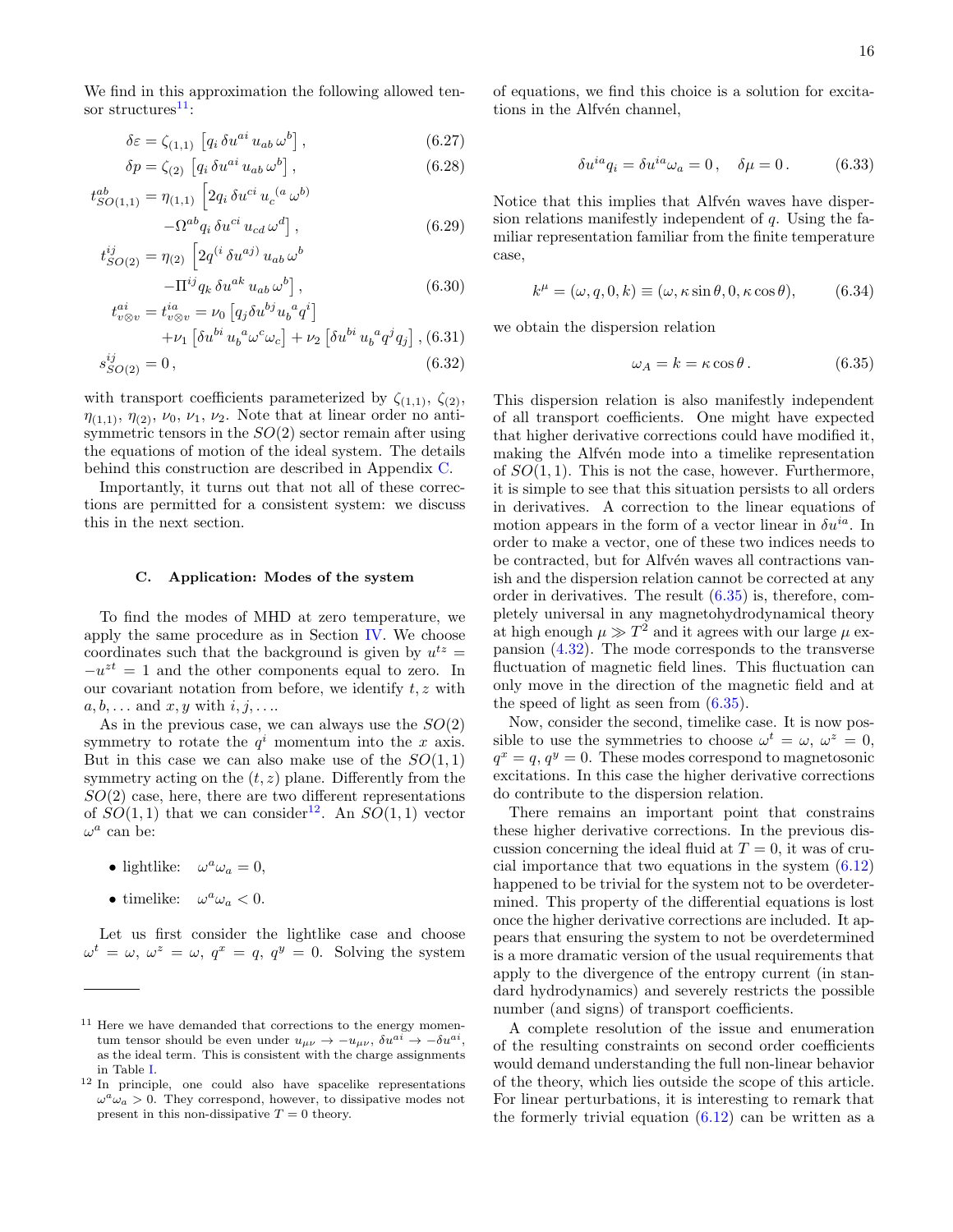We find in this approximation the following allowed tensor structures[11]:

$$\delta\varepsilon = \zeta_{(1,1)}\,\left[q_i\,\delta u^{ai}\,u_{ab}\,\omega^b\right], \tag{6.27}$$

$$\delta p = \zeta_{(2)}\,\left[q_i\,\delta u^{ai}\,u_{ab}\,\omega^b\right], \tag{6.28}$$

$$t^{ab}_{SO(1,1)} = \eta_{(1,1)}\,\Big[2q_i\,\delta u^{ci}\,u_c{}^{(a}\,\omega^{b)} - \Omega^{ab} q_i\,\delta u^{ci}\,u_{cd}\,\omega^d\Big], \tag{6.29}$$

$$t^{ij}_{SO(2)} = \eta_{(2)}\,\Big[2q^{(i}\,\delta u^{aj)}\,u_{ab}\,\omega^b - \Pi^{ij} q_k\,\delta u^{ak}\,u_{ab}\,\omega^b\Big], \tag{6.30}$$

$$t^{ai}_{v\otimes v} = t^{ia}_{v\otimes v} = \nu_0\left[q_j\delta u^{bj}u_b{}^a q^i\right] + \nu_1\left[\delta u^{bi}\,u_b{}^a\omega^c\omega_c\right] + \nu_2\left[\delta u^{bi}\,u_b{}^a q^j q_j\right], \tag{6.31}$$

$$s^{ij}_{SO(2)} = 0\,, \tag{6.32}$$

with transport coefficients parameterized by $\zeta_{(1,1)}$, $\zeta_{(2)}$, $\eta_{(1,1)}$, $\eta_{(2)}$, $\nu_0$, $\nu_1$, $\nu_2$. Note that at linear order no antisymmetric tensors in the $SO(2)$ sector remain after using the equations of motion of the ideal system. The details behind this construction are described in Appendix C.

Importantly, it turns out that not all of these corrections are permitted for a consistent system: we discuss this in the next section.

### C. Application: Modes of the system

To find the modes of MHD at zero temperature, we apply the same procedure as in Section IV. We choose coordinates such that the background is given by $u^{tz} = -u^{zt} = 1$ and the other components equal to zero. In our covariant notation from before, we identify $t, z$ with $a, b, \ldots$ and $x, y$ with $i, j, \ldots$.

As in the previous case, we can always use the $SO(2)$ symmetry to rotate the $q^i$ momentum into the $x$ axis. But in this case we can also make use of the $SO(1,1)$ symmetry acting on the $(t, z)$ plane. Differently from the $SO(2)$ case, here, there are two different representations of $SO(1,1)$ that we can consider[12]. An $SO(1,1)$ vector $\omega^a$ can be:

- lightlike: $\omega^a\omega_a = 0$,
- timelike: $\omega^a\omega_a < 0$.

Let us first consider the lightlike case and choose $\omega^t = \omega$, $\omega^z = \omega$, $q^x = q$, $q^y = 0$. Solving the system of equations, we find this choice is a solution for excitations in the Alfvén channel,

$$\delta u^{ia} q_i = \delta u^{ia}\omega_a = 0\,, \quad \delta\mu = 0\,. \tag{6.33}$$

Notice that this implies that Alfvén waves have dispersion relations manifestly independent of $q$. Using the familiar representation familiar from the finite temperature case,

$$k^\mu = (\omega, q, 0, k) \equiv (\omega, \kappa\sin\theta, 0, \kappa\cos\theta), \tag{6.34}$$

we obtain the dispersion relation

$$\omega_A = k = \kappa\cos\theta\,. \tag{6.35}$$

This dispersion relation is also manifestly independent of all transport coefficients. One might have expected that higher derivative corrections could have modified it, making the Alfvén mode into a timelike representation of $SO(1,1)$. This is not the case, however. Furthermore, it is simple to see that this situation persists to all orders in derivatives. A correction to the linear equations of motion appears in the form of a vector linear in $\delta u^{ia}$. In order to make a vector, one of these two indices needs to be contracted, but for Alfvén waves all contractions vanish and the dispersion relation cannot be corrected at any order in derivatives. The result (6.35) is, therefore, completely universal in any magnetohydrodynamical theory at high enough $\mu \gg T^2$ and it agrees with our large $\mu$ expansion (4.32). The mode corresponds to the transverse fluctuation of magnetic field lines. This fluctuation can only move in the direction of the magnetic field and at the speed of light as seen from (6.35).

Now, consider the second, timelike case. It is now possible to use the symmetries to choose $\omega^t = \omega$, $\omega^z = 0$, $q^x = q$, $q^y = 0$. These modes correspond to magnetosonic excitations. In this case the higher derivative corrections do contribute to the dispersion relation.

There remains an important point that constrains these higher derivative corrections. In the previous discussion concerning the ideal fluid at $T = 0$, it was of crucial importance that two equations in the system (6.12) happened to be trivial for the system not to be overdetermined. This property of the differential equations is lost once the higher derivative corrections are included. It appears that ensuring the system to not be overdetermined is a more dramatic version of the usual requirements that apply to the divergence of the entropy current (in standard hydrodynamics) and severely restricts the possible number (and signs) of transport coefficients.

A complete resolution of the issue and enumeration of the resulting constraints on second order coefficients would demand understanding the full non-linear behavior of the theory, which lies outside the scope of this article. For linear perturbations, it is interesting to remark that the formerly trivial equation (6.12) can be written as a

---

[11] Here we have demanded that corrections to the energy momentum tensor should be even under $u_{\mu\nu} \to -u_{\mu\nu}$, $\delta u^{ai} \to -\delta u^{ai}$, as the ideal term. This is consistent with the charge assignments in Table I.

[12] In principle, one could also have spacelike representations $\omega^a\omega_a > 0$. They correspond, however, to dissipative modes not present in this non-dissipative $T = 0$ theory.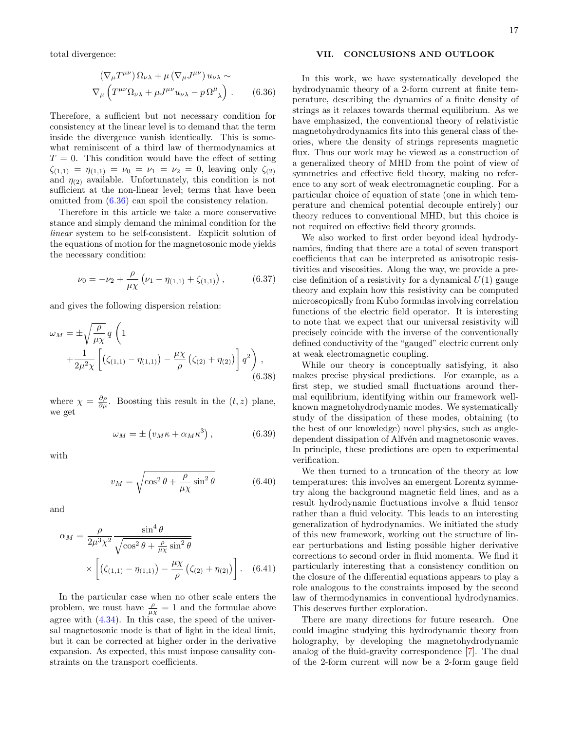total divergence:

$$(\nabla_\mu T^{\mu\nu})\,\Omega_{\nu\lambda} + \mu\,(\nabla_\mu J^{\mu\nu})\,u_{\nu\lambda} \sim \nabla_\mu\left(T^{\mu\nu}\Omega_{\nu\lambda} + \mu J^{\mu\nu}u_{\nu\lambda} - p\,\Omega^\mu{}_\lambda\right). \tag{6.36}$$

Therefore, a sufficient but not necessary condition for consistency at the linear level is to demand that the term inside the divergence vanish identically. This is somewhat reminiscent of a third law of thermodynamics at $T = 0$. This condition would have the effect of setting $\zeta_{(1,1)} = \eta_{(1,1)} = \nu_0 = \nu_1 = \nu_2 = 0$, leaving only $\zeta_{(2)}$ and $\eta_{(2)}$ available. Unfortunately, this condition is not sufficient at the non-linear level; terms that have been omitted from (6.36) can spoil the consistency relation.

Therefore in this article we take a more conservative stance and simply demand the minimal condition for the *linear* system to be self-consistent. Explicit solution of the equations of motion for the magnetosonic mode yields the necessary condition:

$$\nu_0 = -\nu_2 + \frac{\rho}{\mu\chi}\left(\nu_1 - \eta_{(1,1)} + \zeta_{(1,1)}\right), \tag{6.37}$$

and gives the following dispersion relation:

$$\omega_M = \pm\sqrt{\frac{\rho}{\mu\chi}}\,q\,\Bigg(1 + \frac{1}{2\mu^2\chi}\left[\left(\zeta_{(1,1)} - \eta_{(1,1)}\right) - \frac{\mu\chi}{\rho}\left(\zeta_{(2)} + \eta_{(2)}\right)\right]q^2\Bigg), \tag{6.38}$$

where $\chi = \frac{\partial\rho}{\partial\mu}$. Boosting this result in the $(t, z)$ plane, we get

$$\omega_M = \pm\left(v_M\kappa + \alpha_M\kappa^3\right), \tag{6.39}$$

with

$$v_M = \sqrt{\cos^2\theta + \frac{\rho}{\mu\chi}\sin^2\theta} \tag{6.40}$$

and

$$\alpha_M = \frac{\rho}{2\mu^3\chi^2}\frac{\sin^4\theta}{\sqrt{\cos^2\theta + \frac{\rho}{\mu\chi}\sin^2\theta}} \times\left[\left(\zeta_{(1,1)} - \eta_{(1,1)}\right) - \frac{\mu\chi}{\rho}\left(\zeta_{(2)} + \eta_{(2)}\right)\right]. \tag{6.41}$$

In the particular case when no other scale enters the problem, we must have $\frac{\rho}{\mu\chi} = 1$ and the formulae above agree with (4.34). In this case, the speed of the universal magnetosonic mode is that of light in the ideal limit, but it can be corrected at higher order in the derivative expansion. As expected, this must impose causality constraints on the transport coefficients.

## VII. CONCLUSIONS AND OUTLOOK

In this work, we have systematically developed the hydrodynamic theory of a 2-form current at finite temperature, describing the dynamics of a finite density of strings as it relaxes towards thermal equilibrium. As we have emphasized, the conventional theory of relativistic magnetohydrodynamics fits into this general class of theories, where the density of strings represents magnetic flux. Thus our work may be viewed as a construction of a generalized theory of MHD from the point of view of symmetries and effective field theory, making no reference to any sort of weak electromagnetic coupling. For a particular choice of equation of state (one in which temperature and chemical potential decouple entirely) our theory reduces to conventional MHD, but this choice is not required on effective field theory grounds.

We also worked to first order beyond ideal hydrodynamics, finding that there are a total of seven transport coefficients that can be interpreted as anisotropic resistivities and viscosities. Along the way, we provide a precise definition of a resistivity for a dynamical $U(1)$ gauge theory and explain how this resistivity can be computed microscopically from Kubo formulas involving correlation functions of the electric field operator. It is interesting to note that we expect that our universal resistivity will precisely coincide with the inverse of the conventionally defined conductivity of the "gauged" electric current only at weak electromagnetic coupling.

While our theory is conceptually satisfying, it also makes precise physical predictions. For example, as a first step, we studied small fluctuations around thermal equilibrium, identifying within our framework well-known magnetohydrodynamic modes. We systematically study of the dissipation of these modes, obtaining (to the best of our knowledge) novel physics, such as angle-dependent dissipation of Alfvén and magnetosonic waves. In principle, these predictions are open to experimental verification.

We then turned to a truncation of the theory at low temperatures: this involves an emergent Lorentz symmetry along the background magnetic field lines, and as a result hydrodynamic fluctuations involve a fluid tensor rather than a fluid velocity. This leads to an interesting generalization of hydrodynamics. We initiated the study of this new framework, working out the structure of linear perturbations and listing possible higher derivative corrections to second order in fluid momenta. We find it particularly interesting that a consistency condition on the closure of the differential equations appears to play a role analogous to the constraints imposed by the second law of thermodynamics in conventional hydrodynamics. This deserves further exploration.

There are many directions for future research. One could imagine studying this hydrodynamic theory from holography, by developing the magnetohydrodynamic analog of the fluid-gravity correspondence [7]. The dual of the 2-form current will now be a 2-form gauge field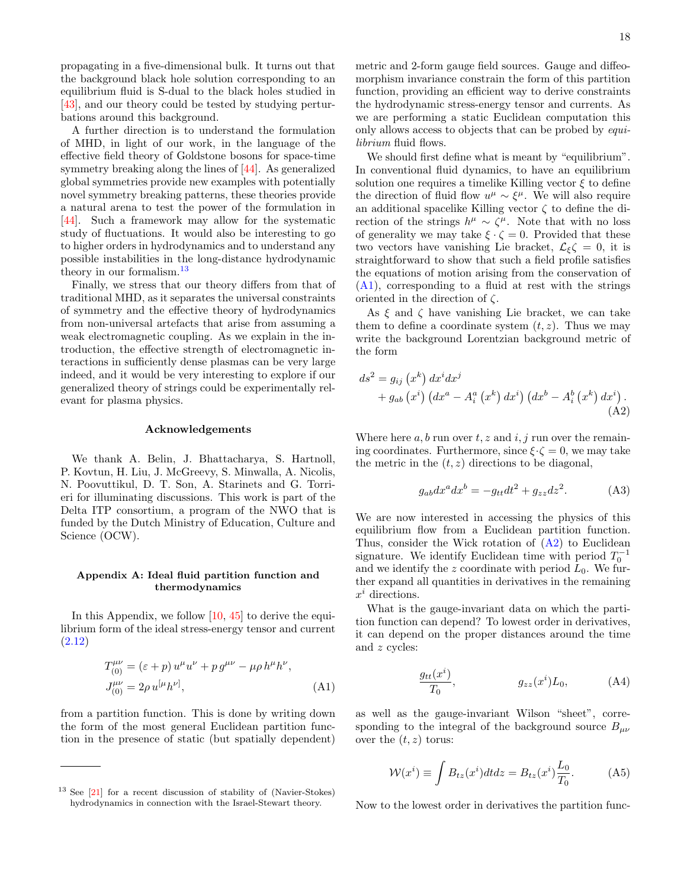propagating in a five-dimensional bulk. It turns out that the background black hole solution corresponding to an equilibrium fluid is S-dual to the black holes studied in [43], and our theory could be tested by studying perturbations around this background.

A further direction is to understand the formulation of MHD, in light of our work, in the language of the effective field theory of Goldstone bosons for space-time symmetry breaking along the lines of [44]. As generalized global symmetries provide new examples with potentially novel symmetry breaking patterns, these theories provide a natural arena to test the power of the formulation in [44]. Such a framework may allow for the systematic study of fluctuations. It would also be interesting to go to higher orders in hydrodynamics and to understand any possible instabilities in the long-distance hydrodynamic theory in our formalism.[13]

Finally, we stress that our theory differs from that of traditional MHD, as it separates the universal constraints of symmetry and the effective theory of hydrodynamics from non-universal artefacts that arise from assuming a weak electromagnetic coupling. As we explain in the introduction, the effective strength of electromagnetic interactions in sufficiently dense plasmas can be very large indeed, and it would be very interesting to explore if our generalized theory of strings could be experimentally relevant for plasma physics.

### Acknowledgements

We thank A. Belin, J. Bhattacharya, S. Hartnoll, P. Kovtun, H. Liu, J. McGreevy, S. Minwalla, A. Nicolis, N. Poovuttikul, D. T. Son, A. Starinets and G. Torrieri for illuminating discussions. This work is part of the Delta ITP consortium, a program of the NWO that is funded by the Dutch Ministry of Education, Culture and Science (OCW).

### Appendix A: Ideal fluid partition function and thermodynamics

In this Appendix, we follow [10, 45] to derive the equilibrium form of the ideal stress-energy tensor and current (2.12)

$$
\begin{aligned}
T^{\mu\nu}_{(0)} &= (\varepsilon + p)\, u^\mu u^\nu + p\, g^{\mu\nu} - \mu\rho\, h^\mu h^\nu, \\
J^{\mu\nu}_{(0)} &= 2\rho\, u^{[\mu} h^{\nu]},
\end{aligned}
\tag{A1}
$$

from a partition function. This is done by writing down the form of the most general Euclidean partition function in the presence of static (but spatially dependent) metric and 2-form gauge field sources. Gauge and diffeomorphism invariance constrain the form of this partition function, providing an efficient way to derive constraints the hydrodynamic stress-energy tensor and currents. As we are performing a static Euclidean computation this only allows access to objects that can be probed by *equilibrium* fluid flows.

We should first define what is meant by "equilibrium". In conventional fluid dynamics, to have an equilibrium solution one requires a timelike Killing vector $\xi$ to define the direction of fluid flow $u^\mu \sim \xi^\mu$. We will also require an additional spacelike Killing vector $\zeta$ to define the direction of the strings $h^\mu \sim \zeta^\mu$. Note that with no loss of generality we may take $\xi \cdot \zeta = 0$. Provided that these two vectors have vanishing Lie bracket, $\mathcal{L}_\xi \zeta = 0$, it is straightforward to show that such a field profile satisfies the equations of motion arising from the conservation of (A1), corresponding to a fluid at rest with the strings oriented in the direction of $\zeta$.

As $\xi$ and $\zeta$ have vanishing Lie bracket, we can take them to define a coordinate system $(t, z)$. Thus we may write the background Lorentzian background metric of the form

$$
\begin{aligned}
ds^2 &= g_{ij}\left(x^k\right) dx^i dx^j \\
&\quad + g_{ab}\left(x^i\right)\left(dx^a - A^a_i\left(x^k\right) dx^i\right)\left(dx^b - A^b_i\left(x^k\right) dx^i\right).
\end{aligned}
\tag{A2}
$$

Where here $a, b$ run over $t, z$ and $i, j$ run over the remaining coordinates. Furthermore, since $\xi \cdot \zeta = 0$, we may take the metric in the $(t, z)$ directions to be diagonal,

$$
g_{ab} dx^a dx^b = -g_{tt} dt^2 + g_{zz} dz^2. \tag{A3}
$$

We are now interested in accessing the physics of this equilibrium flow from a Euclidean partition function. Thus, consider the Wick rotation of (A2) to Euclidean signature. We identify Euclidean time with period $T_0^{-1}$ and we identify the $z$ coordinate with period $L_0$. We further expand all quantities in derivatives in the remaining $x^i$ directions.

What is the gauge-invariant data on which the partition function can depend? To lowest order in derivatives, it can depend on the proper distances around the time and $z$ cycles:

$$
\frac{g_{tt}(x^i)}{T_0}, \qquad\qquad g_{zz}(x^i) L_0, \tag{A4}
$$

as well as the gauge-invariant Wilson "sheet", corresponding to the integral of the background source $B_{\mu\nu}$ over the $(t, z)$ torus:

$$
\mathcal{W}(x^i) \equiv \int B_{tz}(x^i) dt dz = B_{tz}(x^i) \frac{L_0}{T_0}. \tag{A5}
$$

Now to the lowest order in derivatives the partition func-

[13] See [21] for a recent discussion of stability of (Navier-Stokes) hydrodynamics in connection with the Israel-Stewart theory.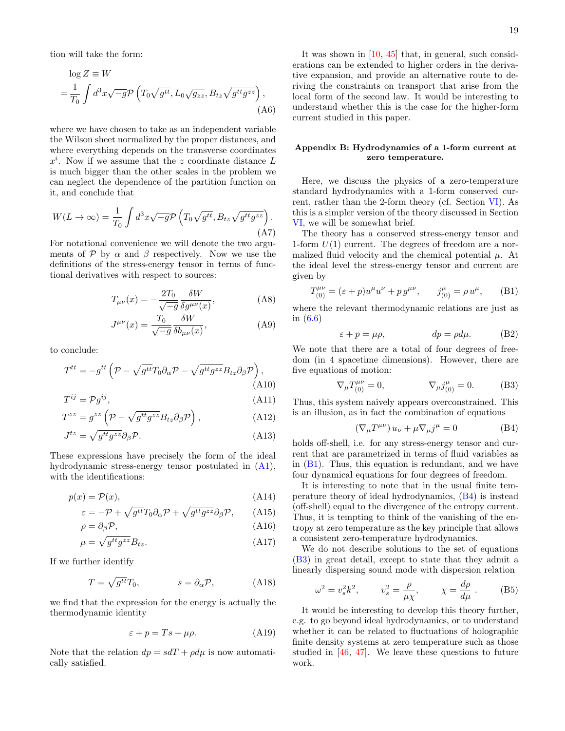tion will take the form:

$$
\begin{aligned}
&\log Z \equiv W \\
&= \frac{1}{T_0} \int d^3x \sqrt{-g} \mathcal{P}\left(T_0 \sqrt{g^{tt}}, L_0 \sqrt{g_{zz}}, B_{tz} \sqrt{g^{tt} g^{zz}}\right),
\end{aligned}
\tag{A6}
$$

where we have chosen to take as an independent variable the Wilson sheet normalized by the proper distances, and where everything depends on the transverse coordinates $x^i$. Now if we assume that the $z$ coordinate distance $L$ is much bigger than the other scales in the problem we can neglect the dependence of the partition function on it, and conclude that

$$
W(L \to \infty) = \frac{1}{T_0} \int d^3x \sqrt{-g} \mathcal{P}\left(T_0 \sqrt{g^{tt}}, B_{tz} \sqrt{g^{tt} g^{zz}}\right). \tag{A7}
$$

For notational convenience we will denote the two arguments of $\mathcal{P}$ by $\alpha$ and $\beta$ respectively. Now we use the definitions of the stress-energy tensor in terms of functional derivatives with respect to sources:

$$
T_{\mu\nu}(x) = -\frac{2T_0}{\sqrt{-g}} \frac{\delta W}{\delta g^{\mu\nu}(x)}, \tag{A8}
$$

$$
J^{\mu\nu}(x) = \frac{T_0}{\sqrt{-g}} \frac{\delta W}{\delta b_{\mu\nu}(x)}, \tag{A9}
$$

to conclude:

$$
T^{tt} = -g^{tt}\left(\mathcal{P} - \sqrt{g^{tt}} T_0 \partial_\alpha \mathcal{P} - \sqrt{g^{tt} g^{zz}} B_{tz} \partial_\beta \mathcal{P}\right), \tag{A10}
$$

$$
T^{ij} = \mathcal{P} g^{ij}, \tag{A11}
$$

$$
T^{zz} = g^{zz}\left(\mathcal{P} - \sqrt{g^{tt} g^{zz}} B_{tz} \partial_\beta \mathcal{P}\right), \tag{A12}
$$

$$
J^{tz} = \sqrt{g^{tt} g^{zz}} \partial_\beta \mathcal{P}. \tag{A13}
$$

These expressions have precisely the form of the ideal hydrodynamic stress-energy tensor postulated in (A1), with the identifications:

$$
p(x) = \mathcal{P}(x), \tag{A14}
$$

$$
\varepsilon = -\mathcal{P} + \sqrt{g^{tt}} T_0 \partial_\alpha \mathcal{P} + \sqrt{g^{tt} g^{zz}} \partial_\beta \mathcal{P}, \tag{A15}
$$

$$
\rho = \partial_\beta \mathcal{P}, \tag{A16}
$$

$$
\mu = \sqrt{g^{tt} g^{zz}} B_{tz}. \tag{A17}
$$

If we further identify

$$
T = \sqrt{g^{tt}} T_0, \qquad s = \partial_\alpha \mathcal{P}, \tag{A18}
$$

we find that the expression for the energy is actually the thermodynamic identity

$$
\varepsilon + p = Ts + \mu\rho. \tag{A19}
$$

Note that the relation $dp = s dT + \rho d\mu$ is now automatically satisfied.

It was shown in [10, 45] that, in general, such considerations can be extended to higher orders in the derivative expansion, and provide an alternative route to deriving the constraints on transport that arise from the local form of the second law. It would be interesting to understand whether this is the case for the higher-form current studied in this paper.

## Appendix B: Hydrodynamics of a 1-form current at zero temperature.

Here, we discuss the physics of a zero-temperature standard hydrodynamics with a 1-form conserved current, rather than the 2-form theory (cf. Section VI). As this is a simpler version of the theory discussed in Section VI, we will be somewhat brief.

The theory has a conserved stress-energy tensor and 1-form $U(1)$ current. The degrees of freedom are a normalized fluid velocity and the chemical potential $\mu$. At the ideal level the stress-energy tensor and current are given by

$$
T^{\mu\nu}_{(0)} = (\varepsilon + p) u^\mu u^\nu + p\, g^{\mu\nu}, \qquad j^\mu_{(0)} = \rho\, u^\mu, \tag{B1}
$$

where the relevant thermodynamic relations are just as in (6.6)

$$
\varepsilon + p = \mu\rho, \qquad dp = \rho d\mu. \tag{B2}
$$

We note that there are a total of four degrees of freedom (in 4 spacetime dimensions). However, there are five equations of motion:

$$
\nabla_\mu T^{\mu\nu}_{(0)} = 0, \qquad \nabla_\mu j^\mu_{(0)} = 0. \tag{B3}
$$

Thus, this system naively appears overconstrained. This is an illusion, as in fact the combination of equations

$$
(\nabla_\mu T^{\mu\nu})\, u_\nu + \mu \nabla_\mu j^\mu = 0 \tag{B4}
$$

holds off-shell, i.e. for any stress-energy tensor and current that are parametrized in terms of fluid variables as in (B1). Thus, this equation is redundant, and we have four dynamical equations for four degrees of freedom.

It is interesting to note that in the usual finite temperature theory of ideal hydrodynamics, (B4) is instead (off-shell) equal to the divergence of the entropy current. Thus, it is tempting to think of the vanishing of the entropy at zero temperature as the key principle that allows a consistent zero-temperature hydrodynamics.

We do not describe solutions to the set of equations (B3) in great detail, except to state that they admit a linearly dispersing sound mode with dispersion relation

$$
\omega^2 = v_s^2 k^2, \qquad v_s^2 = \frac{\rho}{\mu\chi}, \qquad \chi = \frac{d\rho}{d\mu}. \tag{B5}
$$

It would be interesting to develop this theory further, e.g. to go beyond ideal hydrodynamics, or to understand whether it can be related to fluctuations of holographic finite density systems at zero temperature such as those studied in [46, 47]. We leave these questions to future work.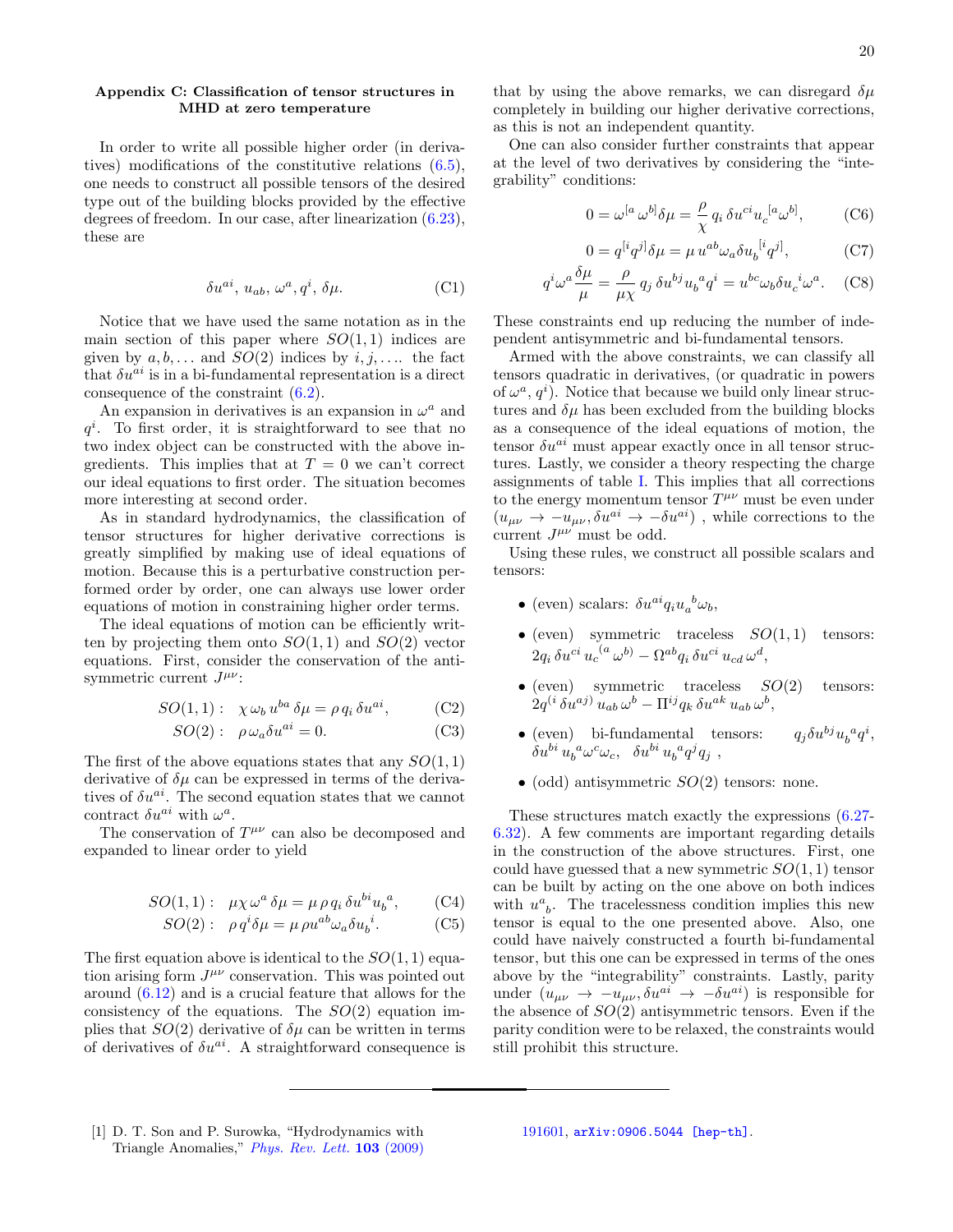### Appendix C: Classification of tensor structures in MHD at zero temperature

In order to write all possible higher order (in derivatives) modifications of the constitutive relations (6.5), one needs to construct all possible tensors of the desired type out of the building blocks provided by the effective degrees of freedom. In our case, after linearization (6.23), these are

$$\delta u^{ai},\, u_{ab},\, \omega^a, q^i,\, \delta\mu. \tag{C1}$$

Notice that we have used the same notation as in the main section of this paper where $SO(1,1)$ indices are given by $a, b, \dots$ and $SO(2)$ indices by $i, j, \dots$. the fact that $\delta u^{ai}$ is in a bi-fundamental representation is a direct consequence of the constraint (6.2).

An expansion in derivatives is an expansion in $\omega^a$ and $q^i$. To first order, it is straightforward to see that no two index object can be constructed with the above ingredients. This implies that at $T = 0$ we can't correct our ideal equations to first order. The situation becomes more interesting at second order.

As in standard hydrodynamics, the classification of tensor structures for higher derivative corrections is greatly simplified by making use of ideal equations of motion. Because this is a perturbative construction performed order by order, one can always use lower order equations of motion in constraining higher order terms.

The ideal equations of motion can be efficiently written by projecting them onto $SO(1,1)$ and $SO(2)$ vector equations. First, consider the conservation of the antisymmetric current $J^{\mu\nu}$:

$$SO(1,1): \quad \chi\, \omega_b\, u^{ba}\, \delta\mu = \rho\, q_i\, \delta u^{ai}, \tag{C2}$$

$$SO(2): \quad \rho\, \omega_a \delta u^{ai} = 0. \tag{C3}$$

The first of the above equations states that any $SO(1,1)$ derivative of $\delta\mu$ can be expressed in terms of the derivatives of $\delta u^{ai}$. The second equation states that we cannot contract $\delta u^{ai}$ with $\omega^a$.

The conservation of $T^{\mu\nu}$ can also be decomposed and expanded to linear order to yield

$$SO(1,1): \quad \mu\chi\, \omega^a\, \delta\mu = \mu\, \rho\, q_i\, \delta u^{bi} {u_b}^a, \tag{C4}$$

$$SO(2): \quad \rho\, q^i \delta\mu = \mu\, \rho u^{ab} \omega_a \delta {u_b}^i. \tag{C5}$$

The first equation above is identical to the $SO(1,1)$ equation arising form $J^{\mu\nu}$ conservation. This was pointed out around (6.12) and is a crucial feature that allows for the consistency of the equations. The $SO(2)$ equation implies that $SO(2)$ derivative of $\delta\mu$ can be written in terms of derivatives of $\delta u^{ai}$. A straightforward consequence is that by using the above remarks, we can disregard $\delta\mu$ completely in building our higher derivative corrections, as this is not an independent quantity.

One can also consider further constraints that appear at the level of two derivatives by considering the "integrability" conditions:

$$0 = \omega^{[a}\, \omega^{b]} \delta\mu = \frac{\rho}{\chi}\, q_i\, \delta u^{ci} {u_c}^{[a} \omega^{b]}, \tag{C6}$$

$$0 = q^{[i} q^{j]} \delta\mu = \mu\, u^{ab} \omega_a \delta {u_b}^{[i} q^{j]}, \tag{C7}$$

$$q^i \omega^a \frac{\delta\mu}{\mu} = \frac{\rho}{\mu\chi}\, q_j\, \delta u^{bj} {u_b}^a q^i = u^{bc} \omega_b \delta {u_c}^i \omega^a. \tag{C8}$$

These constraints end up reducing the number of independent antisymmetric and bi-fundamental tensors.

Armed with the above constraints, we can classify all tensors quadratic in derivatives, (or quadratic in powers of $\omega^a$, $q^i$). Notice that because we build only linear structures and $\delta\mu$ has been excluded from the building blocks as a consequence of the ideal equations of motion, the tensor $\delta u^{ai}$ must appear exactly once in all tensor structures. Lastly, we consider a theory respecting the charge assignments of table I. This implies that all corrections to the energy momentum tensor $T^{\mu\nu}$ must be even under $(u_{\mu\nu} \to -u_{\mu\nu}, \delta u^{ai} \to -\delta u^{ai})$ , while corrections to the current $J^{\mu\nu}$ must be odd.

Using these rules, we construct all possible scalars and tensors:

- (even) scalars: $\delta u^{ai} q_i {u_a}^b \omega_b$,
- (even) symmetric traceless $SO(1,1)$ tensors: $2 q_i\, \delta u^{ci}\, {u_c}^{(a}\, \omega^{b)} - \Omega^{ab} q_i\, \delta u^{ci}\, u_{cd}\, \omega^d$,
- (even) symmetric traceless $SO(2)$ tensors: $2 q^{(i}\, \delta u^{aj)}\, u_{ab}\, \omega^b - \Pi^{ij} q_k\, \delta u^{ak}\, u_{ab}\, \omega^b$,
- (even) bi-fundamental tensors: $q_j \delta u^{bj} {u_b}^a q^i$, $\delta u^{bi}\, {u_b}^a \omega^c \omega_c$, $\delta u^{bi}\, {u_b}^a q^j q_j$ ,
- (odd) antisymmetric $SO(2)$ tensors: none.

These structures match exactly the expressions (6.27-6.32). A few comments are important regarding details in the construction of the above structures. First, one could have guessed that a new symmetric $SO(1,1)$ tensor can be built by acting on the one above on both indices with ${u^a}_b$. The tracelessness condition implies this new tensor is equal to the one presented above. Also, one could have naively constructed a fourth bi-fundamental tensor, but this one can be expressed in terms of the ones above by the "integrability" constraints. Lastly, parity under $(u_{\mu\nu} \to -u_{\mu\nu}, \delta u^{ai} \to -\delta u^{ai})$ is responsible for the absence of $SO(2)$ antisymmetric tensors. Even if the parity condition were to be relaxed, the constraints would still prohibit this structure.

---

[1] D. T. Son and P. Surowka, "Hydrodynamics with Triangle Anomalies," *Phys. Rev. Lett.* **103** (2009) 191601, arXiv:0906.5044 [hep-th].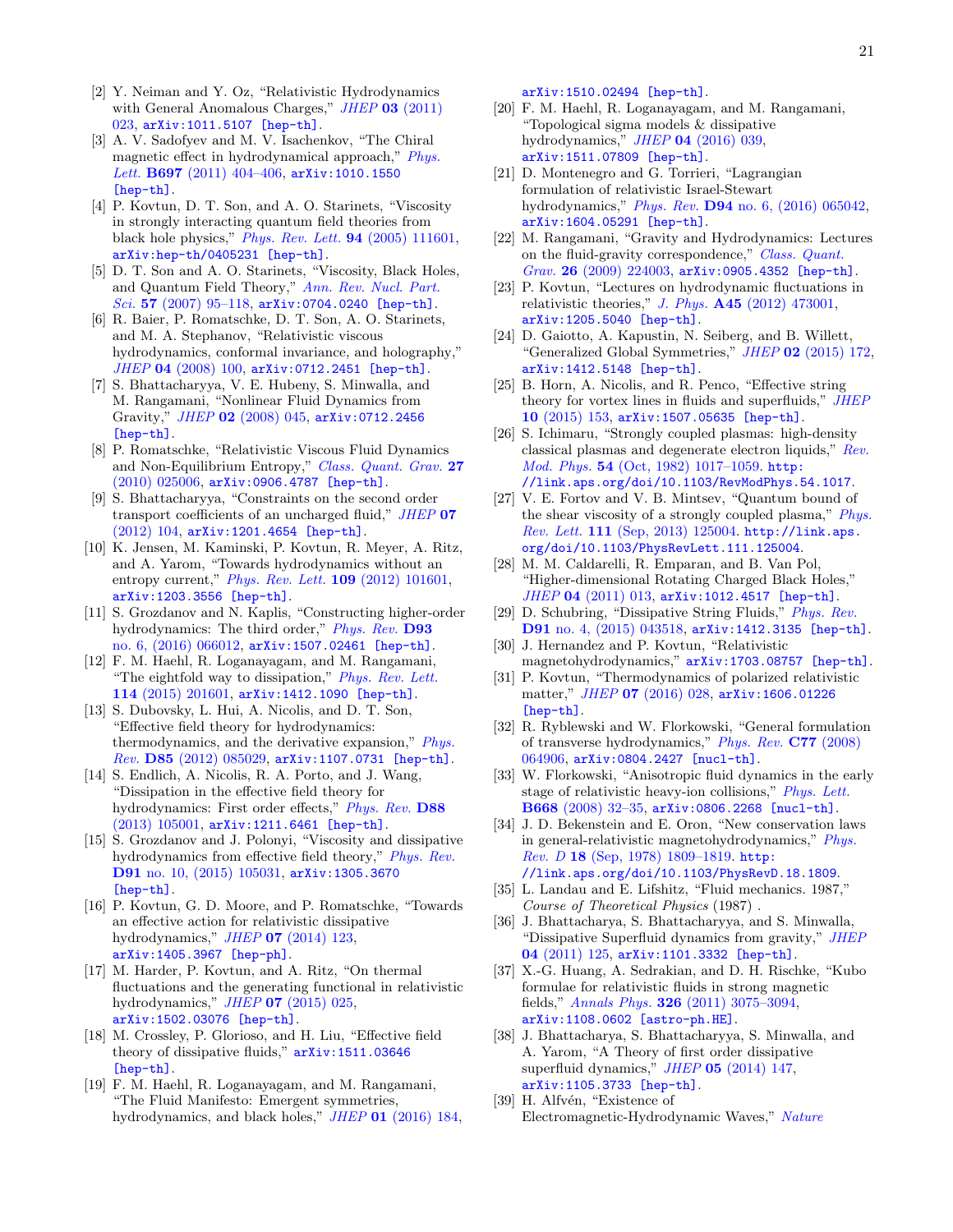[2] Y. Neiman and Y. Oz, "Relativistic Hydrodynamics with General Anomalous Charges," *JHEP* **03** (2011) 023, arXiv:1011.5107 [hep-th].

[3] A. V. Sadofyev and M. V. Isachenkov, "The Chiral magnetic effect in hydrodynamical approach," *Phys. Lett.* **B697** (2011) 404–406, arXiv:1010.1550 [hep-th].

[4] P. Kovtun, D. T. Son, and A. O. Starinets, "Viscosity in strongly interacting quantum field theories from black hole physics," *Phys. Rev. Lett.* **94** (2005) 111601, arXiv:hep-th/0405231 [hep-th].

[5] D. T. Son and A. O. Starinets, "Viscosity, Black Holes, and Quantum Field Theory," *Ann. Rev. Nucl. Part. Sci.* **57** (2007) 95–118, arXiv:0704.0240 [hep-th].

[6] R. Baier, P. Romatschke, D. T. Son, A. O. Starinets, and M. A. Stephanov, "Relativistic viscous hydrodynamics, conformal invariance, and holography," *JHEP* **04** (2008) 100, arXiv:0712.2451 [hep-th].

[7] S. Bhattacharyya, V. E. Hubeny, S. Minwalla, and M. Rangamani, "Nonlinear Fluid Dynamics from Gravity," *JHEP* **02** (2008) 045, arXiv:0712.2456 [hep-th].

[8] P. Romatschke, "Relativistic Viscous Fluid Dynamics and Non-Equilibrium Entropy," *Class. Quant. Grav.* **27** (2010) 025006, arXiv:0906.4787 [hep-th].

[9] S. Bhattacharyya, "Constraints on the second order transport coefficients of an uncharged fluid," *JHEP* **07** (2012) 104, arXiv:1201.4654 [hep-th].

[10] K. Jensen, M. Kaminski, P. Kovtun, R. Meyer, A. Ritz, and A. Yarom, "Towards hydrodynamics without an entropy current," *Phys. Rev. Lett.* **109** (2012) 101601, arXiv:1203.3556 [hep-th].

[11] S. Grozdanov and N. Kaplis, "Constructing higher-order hydrodynamics: The third order," *Phys. Rev.* **D93** no. 6, (2016) 066012, arXiv:1507.02461 [hep-th].

[12] F. M. Haehl, R. Loganayagam, and M. Rangamani, "The eightfold way to dissipation," *Phys. Rev. Lett.* **114** (2015) 201601, arXiv:1412.1090 [hep-th].

[13] S. Dubovsky, L. Hui, A. Nicolis, and D. T. Son, "Effective field theory for hydrodynamics: thermodynamics, and the derivative expansion," *Phys. Rev.* **D85** (2012) 085029, arXiv:1107.0731 [hep-th].

[14] S. Endlich, A. Nicolis, R. A. Porto, and J. Wang, "Dissipation in the effective field theory for hydrodynamics: First order effects," *Phys. Rev.* **D88** (2013) 105001, arXiv:1211.6461 [hep-th].

[15] S. Grozdanov and J. Polonyi, "Viscosity and dissipative hydrodynamics from effective field theory," *Phys. Rev.* **D91** no. 10, (2015) 105031, arXiv:1305.3670 [hep-th].

[16] P. Kovtun, G. D. Moore, and P. Romatschke, "Towards an effective action for relativistic dissipative hydrodynamics," *JHEP* **07** (2014) 123, arXiv:1405.3967 [hep-ph].

[17] M. Harder, P. Kovtun, and A. Ritz, "On thermal fluctuations and the generating functional in relativistic hydrodynamics," *JHEP* **07** (2015) 025, arXiv:1502.03076 [hep-th].

[18] M. Crossley, P. Glorioso, and H. Liu, "Effective field theory of dissipative fluids," arXiv:1511.03646 [hep-th].

[19] F. M. Haehl, R. Loganayagam, and M. Rangamani, "The Fluid Manifesto: Emergent symmetries, hydrodynamics, and black holes," *JHEP* **01** (2016) 184, arXiv:1510.02494 [hep-th].

[20] F. M. Haehl, R. Loganayagam, and M. Rangamani, "Topological sigma models & dissipative hydrodynamics," *JHEP* **04** (2016) 039, arXiv:1511.07809 [hep-th].

[21] D. Montenegro and G. Torrieri, "Lagrangian formulation of relativistic Israel-Stewart hydrodynamics," *Phys. Rev.* **D94** no. 6, (2016) 065042, arXiv:1604.05291 [hep-th].

[22] M. Rangamani, "Gravity and Hydrodynamics: Lectures on the fluid-gravity correspondence," *Class. Quant. Grav.* **26** (2009) 224003, arXiv:0905.4352 [hep-th].

[23] P. Kovtun, "Lectures on hydrodynamic fluctuations in relativistic theories," *J. Phys.* **A45** (2012) 473001, arXiv:1205.5040 [hep-th].

[24] D. Gaiotto, A. Kapustin, N. Seiberg, and B. Willett, "Generalized Global Symmetries," *JHEP* **02** (2015) 172, arXiv:1412.5148 [hep-th].

[25] B. Horn, A. Nicolis, and R. Penco, "Effective string theory for vortex lines in fluids and superfluids," *JHEP* **10** (2015) 153, arXiv:1507.05635 [hep-th].

[26] S. Ichimaru, "Strongly coupled plasmas: high-density classical plasmas and degenerate electron liquids," *Rev. Mod. Phys.* **54** (Oct, 1982) 1017–1059. http://link.aps.org/doi/10.1103/RevModPhys.54.1017.

[27] V. E. Fortov and V. B. Mintsev, "Quantum bound of the shear viscosity of a strongly coupled plasma," *Phys. Rev. Lett.* **111** (Sep, 2013) 125004. http://link.aps.org/doi/10.1103/PhysRevLett.111.125004.

[28] M. M. Caldarelli, R. Emparan, and B. Van Pol, "Higher-dimensional Rotating Charged Black Holes," *JHEP* **04** (2011) 013, arXiv:1012.4517 [hep-th].

[29] D. Schubring, "Dissipative String Fluids," *Phys. Rev.* **D91** no. 4, (2015) 043518, arXiv:1412.3135 [hep-th].

[30] J. Hernandez and P. Kovtun, "Relativistic magnetohydrodynamics," arXiv:1703.08757 [hep-th].

[31] P. Kovtun, "Thermodynamics of polarized relativistic matter," *JHEP* **07** (2016) 028, arXiv:1606.01226 [hep-th].

[32] R. Ryblewski and W. Florkowski, "General formulation of transverse hydrodynamics," *Phys. Rev.* **C77** (2008) 064906, arXiv:0804.2427 [nucl-th].

[33] W. Florkowski, "Anisotropic fluid dynamics in the early stage of relativistic heavy-ion collisions," *Phys. Lett.* **B668** (2008) 32–35, arXiv:0806.2268 [nucl-th].

[34] J. D. Bekenstein and E. Oron, "New conservation laws in general-relativistic magnetohydrodynamics," *Phys. Rev. D* **18** (Sep, 1978) 1809–1819. http://link.aps.org/doi/10.1103/PhysRevD.18.1809.

[35] L. Landau and E. Lifshitz, "Fluid mechanics. 1987," *Course of Theoretical Physics* (1987) .

[36] J. Bhattacharya, S. Bhattacharyya, and S. Minwalla, "Dissipative Superfluid dynamics from gravity," *JHEP* **04** (2011) 125, arXiv:1101.3332 [hep-th].

[37] X.-G. Huang, A. Sedrakian, and D. H. Rischke, "Kubo formulae for relativistic fluids in strong magnetic fields," *Annals Phys.* **326** (2011) 3075–3094, arXiv:1108.0602 [astro-ph.HE].

[38] J. Bhattacharya, S. Bhattacharyya, S. Minwalla, and A. Yarom, "A Theory of first order dissipative superfluid dynamics," *JHEP* **05** (2014) 147, arXiv:1105.3733 [hep-th].

[39] H. Alfvén, "Existence of Electromagnetic-Hydrodynamic Waves," *Nature*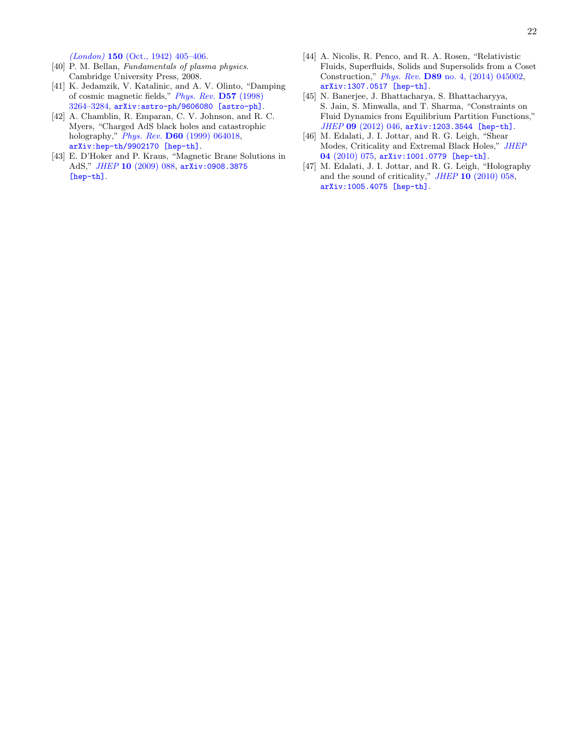*(London)* **150** (Oct., 1942) 405–406.

[40] P. M. Bellan, *Fundamentals of plasma physics*. Cambridge University Press, 2008.

[41] K. Jedamzik, V. Katalinic, and A. V. Olinto, "Damping of cosmic magnetic fields," *Phys. Rev.* **D57** (1998) 3264–3284, arXiv:astro-ph/9606080 [astro-ph].

[42] A. Chamblin, R. Emparan, C. V. Johnson, and R. C. Myers, "Charged AdS black holes and catastrophic holography," *Phys. Rev.* **D60** (1999) 064018, arXiv:hep-th/9902170 [hep-th].

[43] E. D'Hoker and P. Kraus, "Magnetic Brane Solutions in AdS," *JHEP* **10** (2009) 088, arXiv:0908.3875 [hep-th].

[44] A. Nicolis, R. Penco, and R. A. Rosen, "Relativistic Fluids, Superfluids, Solids and Supersolids from a Coset Construction," *Phys. Rev.* **D89** no. 4, (2014) 045002, arXiv:1307.0517 [hep-th].

[45] N. Banerjee, J. Bhattacharya, S. Bhattacharyya, S. Jain, S. Minwalla, and T. Sharma, "Constraints on Fluid Dynamics from Equilibrium Partition Functions," *JHEP* **09** (2012) 046, arXiv:1203.3544 [hep-th].

[46] M. Edalati, J. I. Jottar, and R. G. Leigh, "Shear Modes, Criticality and Extremal Black Holes," *JHEP* **04** (2010) 075, arXiv:1001.0779 [hep-th].

[47] M. Edalati, J. I. Jottar, and R. G. Leigh, "Holography and the sound of criticality," *JHEP* **10** (2010) 058, arXiv:1005.4075 [hep-th].